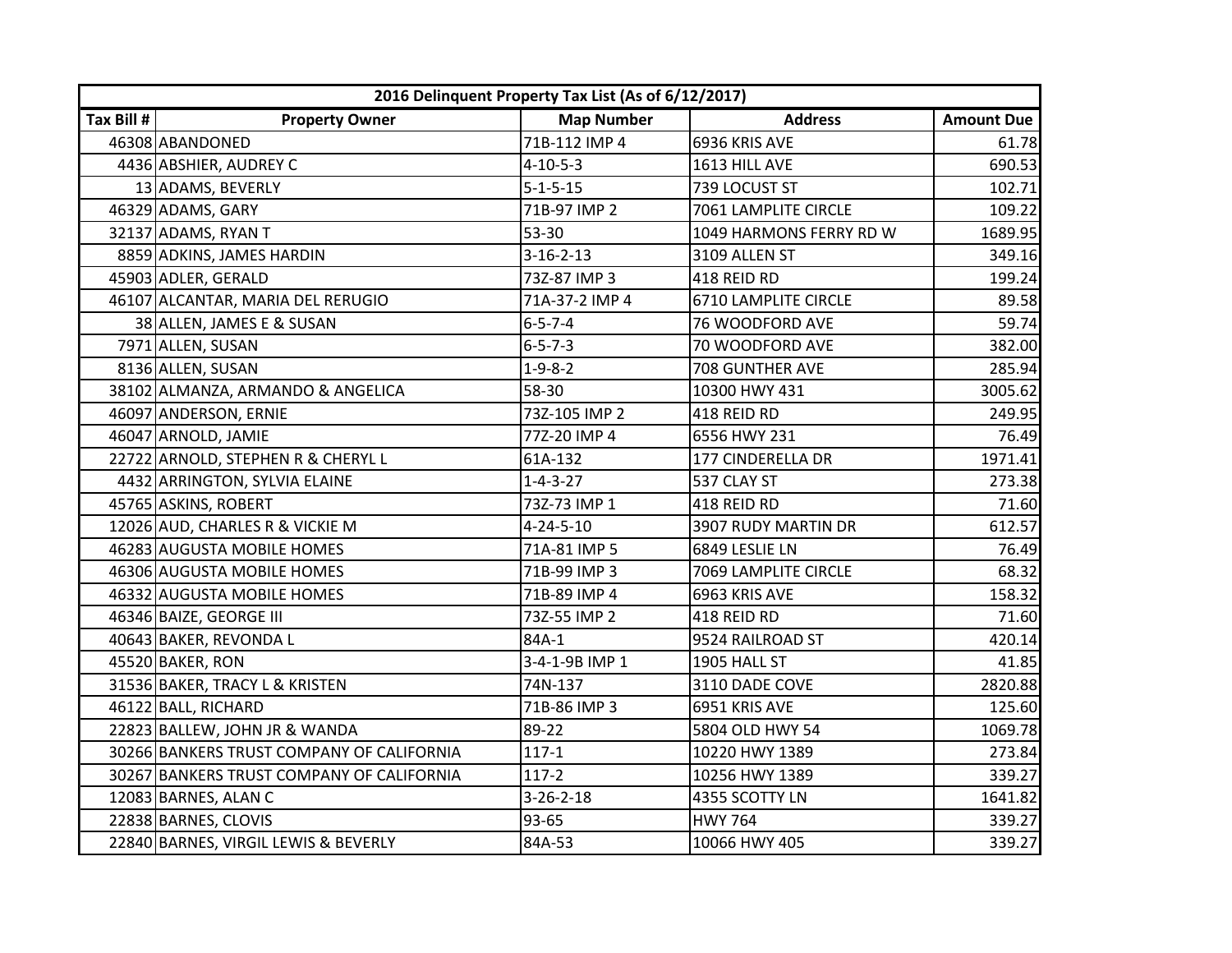| 2016 Delinquent Property Tax List (As of 6/12/2017) | | | | |
|---|---|---|---|---|
| Tax Bill # | Property Owner | Map Number | Address | Amount Due |
| 46308 | ABANDONED | 71B-112 IMP 4 | 6936 KRIS AVE | 61.78 |
| 4436 | ABSHIER, AUDREY C | 4-10-5-3 | 1613 HILL AVE | 690.53 |
| 13 | ADAMS, BEVERLY | 5-1-5-15 | 739 LOCUST ST | 102.71 |
| 46329 | ADAMS, GARY | 71B-97 IMP 2 | 7061 LAMPLITE CIRCLE | 109.22 |
| 32137 | ADAMS, RYAN T | 53-30 | 1049 HARMONS FERRY RD W | 1689.95 |
| 8859 | ADKINS, JAMES HARDIN | 3-16-2-13 | 3109 ALLEN ST | 349.16 |
| 45903 | ADLER, GERALD | 73Z-87 IMP 3 | 418 REID RD | 199.24 |
| 46107 | ALCANTAR, MARIA DEL RERUGIO | 71A-37-2 IMP 4 | 6710 LAMPLITE CIRCLE | 89.58 |
| 38 | ALLEN, JAMES E & SUSAN | 6-5-7-4 | 76 WOODFORD AVE | 59.74 |
| 7971 | ALLEN, SUSAN | 6-5-7-3 | 70 WOODFORD AVE | 382.00 |
| 8136 | ALLEN, SUSAN | 1-9-8-2 | 708 GUNTHER AVE | 285.94 |
| 38102 | ALMANZA, ARMANDO & ANGELICA | 58-30 | 10300 HWY 431 | 3005.62 |
| 46097 | ANDERSON, ERNIE | 73Z-105 IMP 2 | 418 REID RD | 249.95 |
| 46047 | ARNOLD, JAMIE | 77Z-20 IMP 4 | 6556 HWY 231 | 76.49 |
| 22722 | ARNOLD, STEPHEN R & CHERYL L | 61A-132 | 177 CINDERELLA DR | 1971.41 |
| 4432 | ARRINGTON, SYLVIA ELAINE | 1-4-3-27 | 537 CLAY ST | 273.38 |
| 45765 | ASKINS, ROBERT | 73Z-73 IMP 1 | 418 REID RD | 71.60 |
| 12026 | AUD, CHARLES R & VICKIE M | 4-24-5-10 | 3907 RUDY MARTIN DR | 612.57 |
| 46283 | AUGUSTA MOBILE HOMES | 71A-81 IMP 5 | 6849 LESLIE LN | 76.49 |
| 46306 | AUGUSTA MOBILE HOMES | 71B-99 IMP 3 | 7069 LAMPLITE CIRCLE | 68.32 |
| 46332 | AUGUSTA MOBILE HOMES | 71B-89 IMP 4 | 6963 KRIS AVE | 158.32 |
| 46346 | BAIZE, GEORGE III | 73Z-55 IMP 2 | 418 REID RD | 71.60 |
| 40643 | BAKER, REVONDA L | 84A-1 | 9524 RAILROAD ST | 420.14 |
| 45520 | BAKER, RON | 3-4-1-9B IMP 1 | 1905 HALL ST | 41.85 |
| 31536 | BAKER, TRACY L & KRISTEN | 74N-137 | 3110 DADE COVE | 2820.88 |
| 46122 | BALL, RICHARD | 71B-86 IMP 3 | 6951 KRIS AVE | 125.60 |
| 22823 | BALLEW, JOHN JR & WANDA | 89-22 | 5804 OLD HWY 54 | 1069.78 |
| 30266 | BANKERS TRUST COMPANY OF CALIFORNIA | 117-1 | 10220 HWY 1389 | 273.84 |
| 30267 | BANKERS TRUST COMPANY OF CALIFORNIA | 117-2 | 10256 HWY 1389 | 339.27 |
| 12083 | BARNES, ALAN C | 3-26-2-18 | 4355 SCOTTY LN | 1641.82 |
| 22838 | BARNES, CLOVIS | 93-65 | HWY 764 | 339.27 |
| 22840 | BARNES, VIRGIL LEWIS & BEVERLY | 84A-53 | 10066 HWY 405 | 339.27 |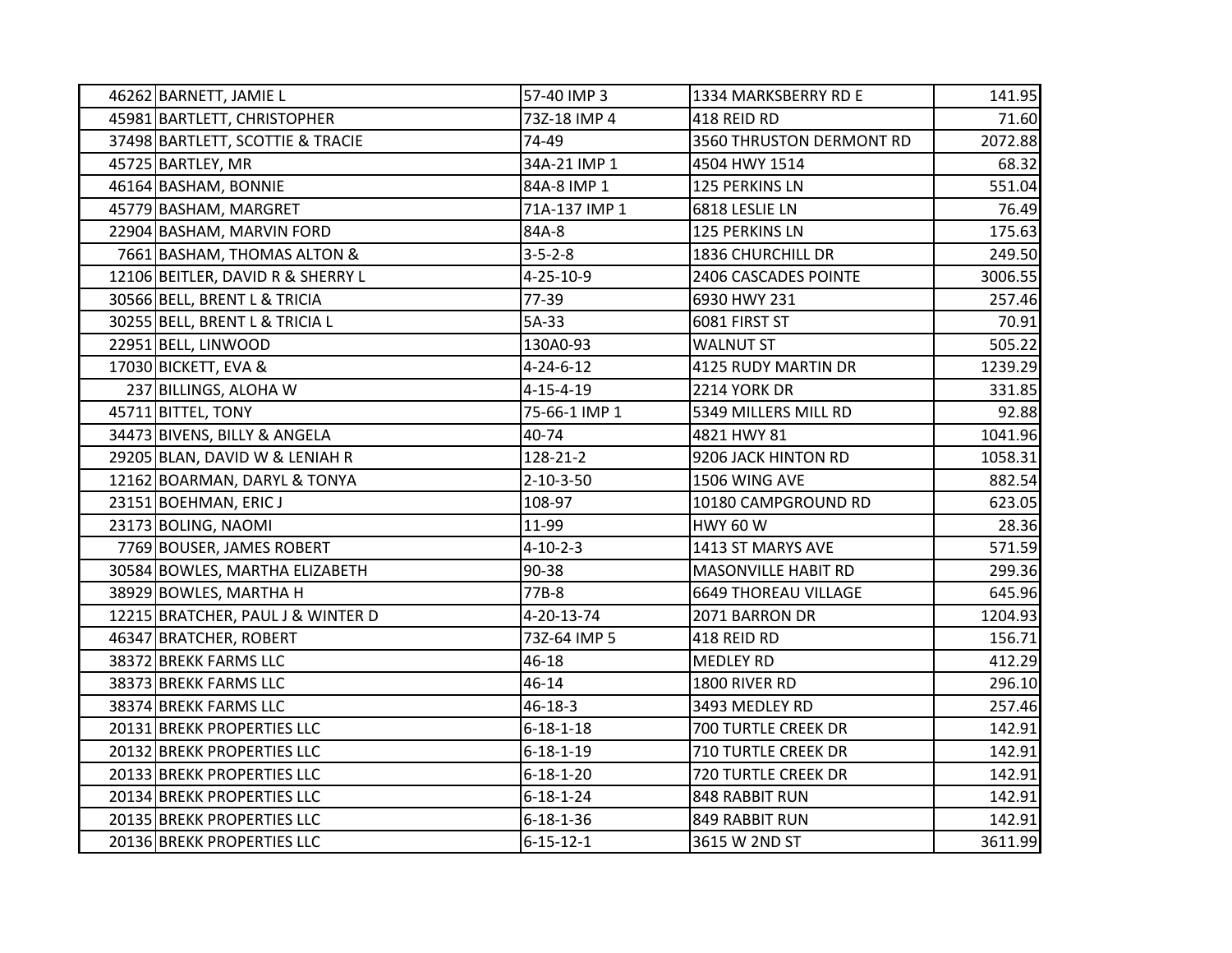| | | | | |
|---|---|---|---|---|
| 46262 | BARNETT, JAMIE L | 57-40 IMP 3 | 1334 MARKSBERRY RD E | 141.95 |
| 45981 | BARTLETT, CHRISTOPHER | 73Z-18 IMP 4 | 418 REID RD | 71.60 |
| 37498 | BARTLETT, SCOTTIE & TRACIE | 74-49 | 3560 THRUSTON DERMONT RD | 2072.88 |
| 45725 | BARTLEY, MR | 34A-21 IMP 1 | 4504 HWY 1514 | 68.32 |
| 46164 | BASHAM, BONNIE | 84A-8 IMP 1 | 125 PERKINS LN | 551.04 |
| 45779 | BASHAM, MARGRET | 71A-137 IMP 1 | 6818 LESLIE LN | 76.49 |
| 22904 | BASHAM, MARVIN FORD | 84A-8 | 125 PERKINS LN | 175.63 |
| 7661 | BASHAM, THOMAS ALTON & | 3-5-2-8 | 1836 CHURCHILL DR | 249.50 |
| 12106 | BEITLER, DAVID R & SHERRY L | 4-25-10-9 | 2406 CASCADES POINTE | 3006.55 |
| 30566 | BELL, BRENT L & TRICIA | 77-39 | 6930 HWY 231 | 257.46 |
| 30255 | BELL, BRENT L & TRICIA L | 5A-33 | 6081 FIRST ST | 70.91 |
| 22951 | BELL, LINWOOD | 130A0-93 | WALNUT ST | 505.22 |
| 17030 | BICKETT, EVA & | 4-24-6-12 | 4125 RUDY MARTIN DR | 1239.29 |
| 237 | BILLINGS, ALOHA W | 4-15-4-19 | 2214 YORK DR | 331.85 |
| 45711 | BITTEL, TONY | 75-66-1 IMP 1 | 5349 MILLERS MILL RD | 92.88 |
| 34473 | BIVENS, BILLY & ANGELA | 40-74 | 4821 HWY 81 | 1041.96 |
| 29205 | BLAN, DAVID W & LENIAH R | 128-21-2 | 9206 JACK HINTON RD | 1058.31 |
| 12162 | BOARMAN, DARYL & TONYA | 2-10-3-50 | 1506 WING AVE | 882.54 |
| 23151 | BOEHMAN, ERIC J | 108-97 | 10180 CAMPGROUND RD | 623.05 |
| 23173 | BOLING, NAOMI | 11-99 | HWY 60 W | 28.36 |
| 7769 | BOUSER, JAMES ROBERT | 4-10-2-3 | 1413 ST MARYS AVE | 571.59 |
| 30584 | BOWLES, MARTHA ELIZABETH | 90-38 | MASONVILLE HABIT RD | 299.36 |
| 38929 | BOWLES, MARTHA H | 77B-8 | 6649 THOREAU VILLAGE | 645.96 |
| 12215 | BRATCHER, PAUL J & WINTER D | 4-20-13-74 | 2071 BARRON DR | 1204.93 |
| 46347 | BRATCHER, ROBERT | 73Z-64 IMP 5 | 418 REID RD | 156.71 |
| 38372 | BREKK FARMS LLC | 46-18 | MEDLEY RD | 412.29 |
| 38373 | BREKK FARMS LLC | 46-14 | 1800 RIVER RD | 296.10 |
| 38374 | BREKK FARMS LLC | 46-18-3 | 3493 MEDLEY RD | 257.46 |
| 20131 | BREKK PROPERTIES LLC | 6-18-1-18 | 700 TURTLE CREEK DR | 142.91 |
| 20132 | BREKK PROPERTIES LLC | 6-18-1-19 | 710 TURTLE CREEK DR | 142.91 |
| 20133 | BREKK PROPERTIES LLC | 6-18-1-20 | 720 TURTLE CREEK DR | 142.91 |
| 20134 | BREKK PROPERTIES LLC | 6-18-1-24 | 848 RABBIT RUN | 142.91 |
| 20135 | BREKK PROPERTIES LLC | 6-18-1-36 | 849 RABBIT RUN | 142.91 |
| 20136 | BREKK PROPERTIES LLC | 6-15-12-1 | 3615 W 2ND ST | 3611.99 |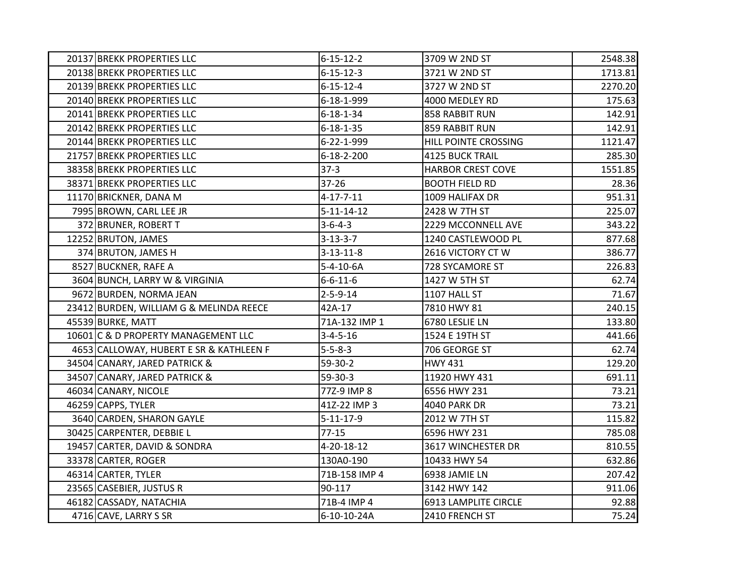| | | | | |
|---|---|---|---|---|
| 20137 | BREKK PROPERTIES LLC | 6-15-12-2 | 3709 W 2ND ST | 2548.38 |
| 20138 | BREKK PROPERTIES LLC | 6-15-12-3 | 3721 W 2ND ST | 1713.81 |
| 20139 | BREKK PROPERTIES LLC | 6-15-12-4 | 3727 W 2ND ST | 2270.20 |
| 20140 | BREKK PROPERTIES LLC | 6-18-1-999 | 4000 MEDLEY RD | 175.63 |
| 20141 | BREKK PROPERTIES LLC | 6-18-1-34 | 858 RABBIT RUN | 142.91 |
| 20142 | BREKK PROPERTIES LLC | 6-18-1-35 | 859 RABBIT RUN | 142.91 |
| 20144 | BREKK PROPERTIES LLC | 6-22-1-999 | HILL POINTE CROSSING | 1121.47 |
| 21757 | BREKK PROPERTIES LLC | 6-18-2-200 | 4125 BUCK TRAIL | 285.30 |
| 38358 | BREKK PROPERTIES LLC | 37-3 | HARBOR CREST COVE | 1551.85 |
| 38371 | BREKK PROPERTIES LLC | 37-26 | BOOTH FIELD RD | 28.36 |
| 11170 | BRICKNER, DANA M | 4-17-7-11 | 1009 HALIFAX DR | 951.31 |
| 7995 | BROWN, CARL LEE JR | 5-11-14-12 | 2428 W 7TH ST | 225.07 |
| 372 | BRUNER, ROBERT T | 3-6-4-3 | 2229 MCCONNELL AVE | 343.22 |
| 12252 | BRUTON, JAMES | 3-13-3-7 | 1240 CASTLEWOOD PL | 877.68 |
| 374 | BRUTON, JAMES H | 3-13-11-8 | 2616 VICTORY CT W | 386.77 |
| 8527 | BUCKNER, RAFE A | 5-4-10-6A | 728 SYCAMORE ST | 226.83 |
| 3604 | BUNCH, LARRY W & VIRGINIA | 6-6-11-6 | 1427 W 5TH ST | 62.74 |
| 9672 | BURDEN, NORMA JEAN | 2-5-9-14 | 1107 HALL ST | 71.67 |
| 23412 | BURDEN, WILLIAM G & MELINDA REECE | 42A-17 | 7810 HWY 81 | 240.15 |
| 45539 | BURKE, MATT | 71A-132 IMP 1 | 6780 LESLIE LN | 133.80 |
| 10601 | C & D PROPERTY MANAGEMENT LLC | 3-4-5-16 | 1524 E 19TH ST | 441.66 |
| 4653 | CALLOWAY, HUBERT E SR & KATHLEEN F | 5-5-8-3 | 706 GEORGE ST | 62.74 |
| 34504 | CANARY, JARED PATRICK & | 59-30-2 | HWY 431 | 129.20 |
| 34507 | CANARY, JARED PATRICK & | 59-30-3 | 11920 HWY 431 | 691.11 |
| 46034 | CANARY, NICOLE | 77Z-9 IMP 8 | 6556 HWY 231 | 73.21 |
| 46259 | CAPPS, TYLER | 41Z-22 IMP 3 | 4040 PARK DR | 73.21 |
| 3640 | CARDEN, SHARON GAYLE | 5-11-17-9 | 2012 W 7TH ST | 115.82 |
| 30425 | CARPENTER, DEBBIE L | 77-15 | 6596 HWY 231 | 785.08 |
| 19457 | CARTER, DAVID & SONDRA | 4-20-18-12 | 3617 WINCHESTER DR | 810.55 |
| 33378 | CARTER, ROGER | 130A0-190 | 10433 HWY 54 | 632.86 |
| 46314 | CARTER, TYLER | 71B-158 IMP 4 | 6938 JAMIE LN | 207.42 |
| 23565 | CASEBIER, JUSTUS R | 90-117 | 3142 HWY 142 | 911.06 |
| 46182 | CASSADY, NATACHIA | 71B-4 IMP 4 | 6913 LAMPLITE CIRCLE | 92.88 |
| 4716 | CAVE, LARRY S SR | 6-10-10-24A | 2410 FRENCH ST | 75.24 |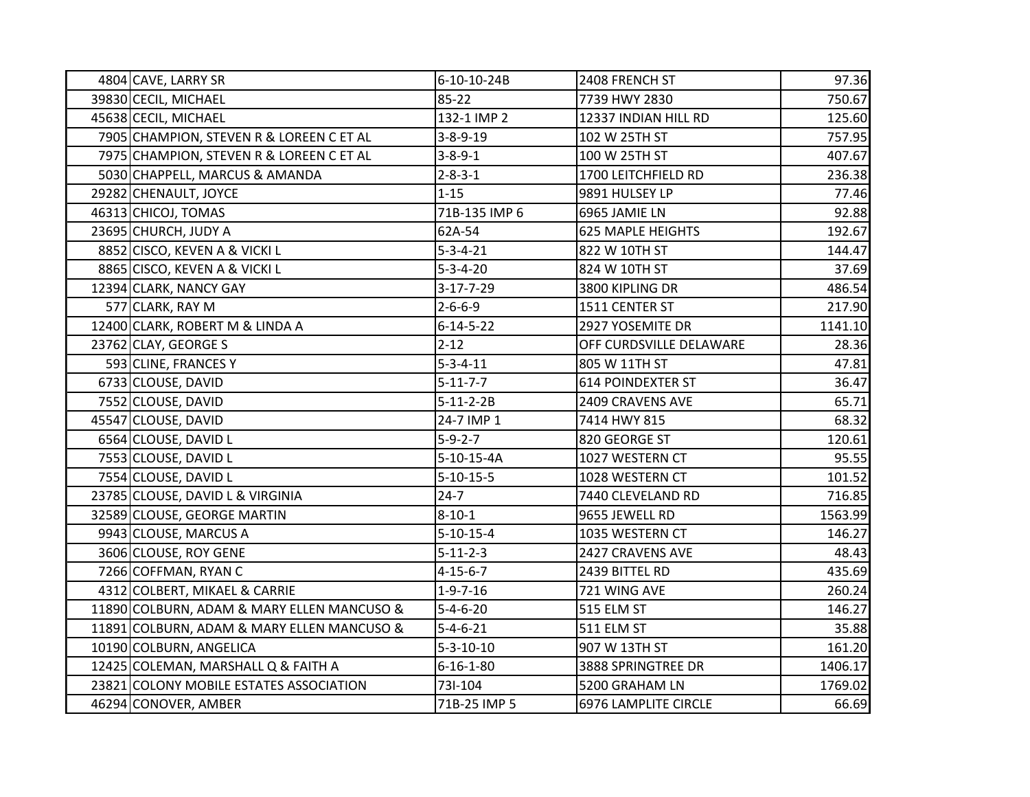| | | | | |
|---|---|---|---|---|
| 4804 | CAVE, LARRY SR | 6-10-10-24B | 2408 FRENCH ST | 97.36 |
| 39830 | CECIL, MICHAEL | 85-22 | 7739 HWY 2830 | 750.67 |
| 45638 | CECIL, MICHAEL | 132-1 IMP 2 | 12337 INDIAN HILL RD | 125.60 |
| 7905 | CHAMPION, STEVEN R & LOREEN C ET AL | 3-8-9-19 | 102 W 25TH ST | 757.95 |
| 7975 | CHAMPION, STEVEN R & LOREEN C ET AL | 3-8-9-1 | 100 W 25TH ST | 407.67 |
| 5030 | CHAPPELL, MARCUS & AMANDA | 2-8-3-1 | 1700 LEITCHFIELD RD | 236.38 |
| 29282 | CHENAULT, JOYCE | 1-15 | 9891 HULSEY LP | 77.46 |
| 46313 | CHICOJ, TOMAS | 71B-135 IMP 6 | 6965 JAMIE LN | 92.88 |
| 23695 | CHURCH, JUDY A | 62A-54 | 625 MAPLE HEIGHTS | 192.67 |
| 8852 | CISCO, KEVEN A & VICKI L | 5-3-4-21 | 822 W 10TH ST | 144.47 |
| 8865 | CISCO, KEVEN A & VICKI L | 5-3-4-20 | 824 W 10TH ST | 37.69 |
| 12394 | CLARK, NANCY GAY | 3-17-7-29 | 3800 KIPLING DR | 486.54 |
| 577 | CLARK, RAY M | 2-6-6-9 | 1511 CENTER ST | 217.90 |
| 12400 | CLARK, ROBERT M & LINDA A | 6-14-5-22 | 2927 YOSEMITE DR | 1141.10 |
| 23762 | CLAY, GEORGE S | 2-12 | OFF CURDSVILLE DELAWARE | 28.36 |
| 593 | CLINE, FRANCES Y | 5-3-4-11 | 805 W 11TH ST | 47.81 |
| 6733 | CLOUSE, DAVID | 5-11-7-7 | 614 POINDEXTER ST | 36.47 |
| 7552 | CLOUSE, DAVID | 5-11-2-2B | 2409 CRAVENS AVE | 65.71 |
| 45547 | CLOUSE, DAVID | 24-7 IMP 1 | 7414 HWY 815 | 68.32 |
| 6564 | CLOUSE, DAVID L | 5-9-2-7 | 820 GEORGE ST | 120.61 |
| 7553 | CLOUSE, DAVID L | 5-10-15-4A | 1027 WESTERN CT | 95.55 |
| 7554 | CLOUSE, DAVID L | 5-10-15-5 | 1028 WESTERN CT | 101.52 |
| 23785 | CLOUSE, DAVID L & VIRGINIA | 24-7 | 7440 CLEVELAND RD | 716.85 |
| 32589 | CLOUSE, GEORGE MARTIN | 8-10-1 | 9655 JEWELL RD | 1563.99 |
| 9943 | CLOUSE, MARCUS A | 5-10-15-4 | 1035 WESTERN CT | 146.27 |
| 3606 | CLOUSE, ROY GENE | 5-11-2-3 | 2427 CRAVENS AVE | 48.43 |
| 7266 | COFFMAN, RYAN C | 4-15-6-7 | 2439 BITTEL RD | 435.69 |
| 4312 | COLBERT, MIKAEL & CARRIE | 1-9-7-16 | 721 WING AVE | 260.24 |
| 11890 | COLBURN, ADAM & MARY ELLEN MANCUSO & | 5-4-6-20 | 515 ELM ST | 146.27 |
| 11891 | COLBURN, ADAM & MARY ELLEN MANCUSO & | 5-4-6-21 | 511 ELM ST | 35.88 |
| 10190 | COLBURN, ANGELICA | 5-3-10-10 | 907 W 13TH ST | 161.20 |
| 12425 | COLEMAN, MARSHALL Q & FAITH A | 6-16-1-80 | 3888 SPRINGTREE DR | 1406.17 |
| 23821 | COLONY MOBILE ESTATES ASSOCIATION | 73I-104 | 5200 GRAHAM LN | 1769.02 |
| 46294 | CONOVER, AMBER | 71B-25 IMP 5 | 6976 LAMPLITE CIRCLE | 66.69 |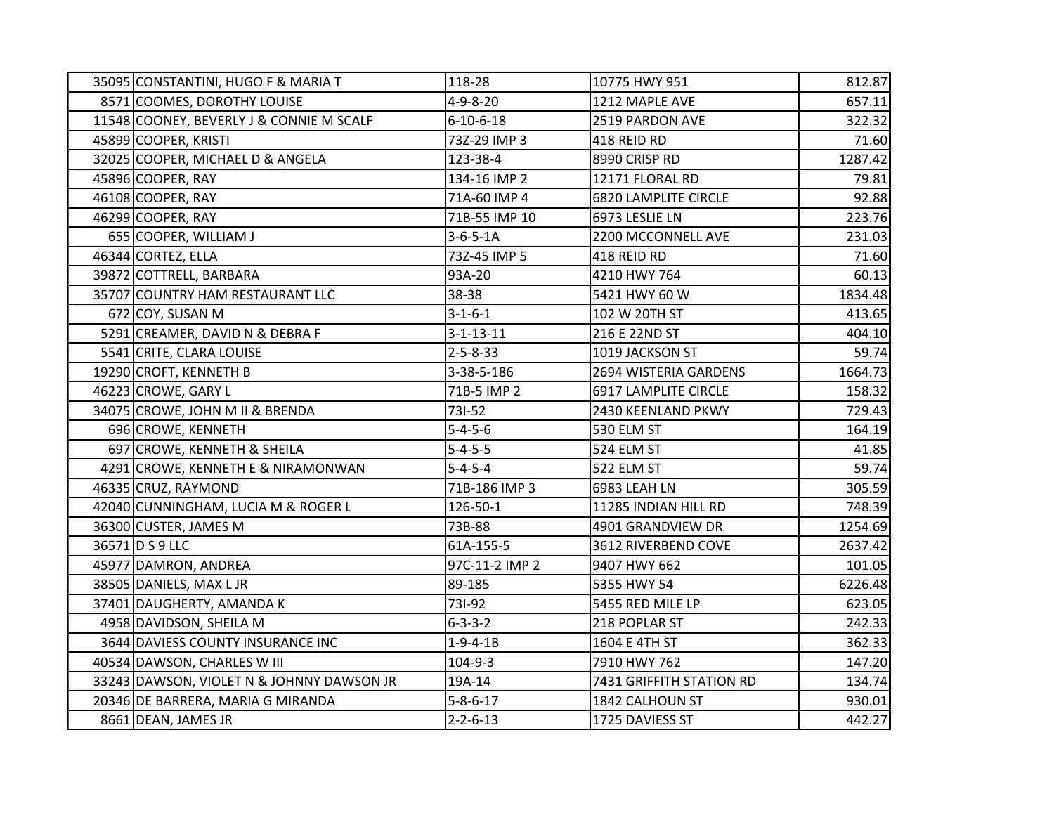| | | | | |
|---|---|---|---|---|
| 35095 | CONSTANTINI, HUGO F & MARIA T | 118-28 | 10775 HWY 951 | 812.87 |
| 8571 | COOMES, DOROTHY LOUISE | 4-9-8-20 | 1212 MAPLE AVE | 657.11 |
| 11548 | COONEY, BEVERLY J & CONNIE M SCALF | 6-10-6-18 | 2519 PARDON AVE | 322.32 |
| 45899 | COOPER, KRISTI | 73Z-29 IMP 3 | 418 REID RD | 71.60 |
| 32025 | COOPER, MICHAEL D & ANGELA | 123-38-4 | 8990 CRISP RD | 1287.42 |
| 45896 | COOPER, RAY | 134-16 IMP 2 | 12171 FLORAL RD | 79.81 |
| 46108 | COOPER, RAY | 71A-60 IMP 4 | 6820 LAMPLITE CIRCLE | 92.88 |
| 46299 | COOPER, RAY | 71B-55 IMP 10 | 6973 LESLIE LN | 223.76 |
| 655 | COOPER, WILLIAM J | 3-6-5-1A | 2200 MCCONNELL AVE | 231.03 |
| 46344 | CORTEZ, ELLA | 73Z-45 IMP 5 | 418 REID RD | 71.60 |
| 39872 | COTTRELL, BARBARA | 93A-20 | 4210 HWY 764 | 60.13 |
| 35707 | COUNTRY HAM RESTAURANT LLC | 38-38 | 5421 HWY 60 W | 1834.48 |
| 672 | COY, SUSAN M | 3-1-6-1 | 102 W 20TH ST | 413.65 |
| 5291 | CREAMER, DAVID N & DEBRA F | 3-1-13-11 | 216 E 22ND ST | 404.10 |
| 5541 | CRITE, CLARA LOUISE | 2-5-8-33 | 1019 JACKSON ST | 59.74 |
| 19290 | CROFT, KENNETH B | 3-38-5-186 | 2694 WISTERIA GARDENS | 1664.73 |
| 46223 | CROWE, GARY L | 71B-5 IMP 2 | 6917 LAMPLITE CIRCLE | 158.32 |
| 34075 | CROWE, JOHN M II & BRENDA | 73I-52 | 2430 KEENLAND PKWY | 729.43 |
| 696 | CROWE, KENNETH | 5-4-5-6 | 530 ELM ST | 164.19 |
| 697 | CROWE, KENNETH & SHEILA | 5-4-5-5 | 524 ELM ST | 41.85 |
| 4291 | CROWE, KENNETH E & NIRAMONWAN | 5-4-5-4 | 522 ELM ST | 59.74 |
| 46335 | CRUZ, RAYMOND | 71B-186 IMP 3 | 6983 LEAH LN | 305.59 |
| 42040 | CUNNINGHAM, LUCIA M & ROGER L | 126-50-1 | 11285 INDIAN HILL RD | 748.39 |
| 36300 | CUSTER, JAMES M | 73B-88 | 4901 GRANDVIEW DR | 1254.69 |
| 36571 | D S 9 LLC | 61A-155-5 | 3612 RIVERBEND COVE | 2637.42 |
| 45977 | DAMRON, ANDREA | 97C-11-2 IMP 2 | 9407 HWY 662 | 101.05 |
| 38505 | DANIELS, MAX L JR | 89-185 | 5355 HWY 54 | 6226.48 |
| 37401 | DAUGHERTY, AMANDA K | 73I-92 | 5455 RED MILE LP | 623.05 |
| 4958 | DAVIDSON, SHEILA M | 6-3-3-2 | 218 POPLAR ST | 242.33 |
| 3644 | DAVIESS COUNTY INSURANCE INC | 1-9-4-1B | 1604 E 4TH ST | 362.33 |
| 40534 | DAWSON, CHARLES W III | 104-9-3 | 7910 HWY 762 | 147.20 |
| 33243 | DAWSON, VIOLET N & JOHNNY DAWSON JR | 19A-14 | 7431 GRIFFITH STATION RD | 134.74 |
| 20346 | DE BARRERA, MARIA G MIRANDA | 5-8-6-17 | 1842 CALHOUN ST | 930.01 |
| 8661 | DEAN, JAMES JR | 2-2-6-13 | 1725 DAVIESS ST | 442.27 |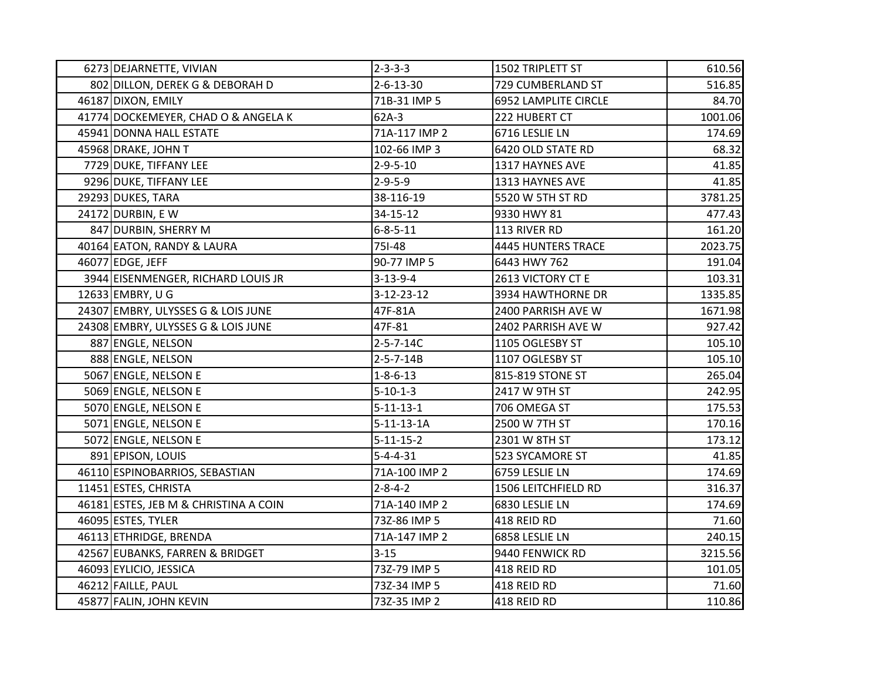| | | | | |
|---|---|---|---|---|
| 6273 | DEJARNETTE, VIVIAN | 2-3-3-3 | 1502 TRIPLETT ST | 610.56 |
| 802 | DILLON, DEREK G & DEBORAH D | 2-6-13-30 | 729 CUMBERLAND ST | 516.85 |
| 46187 | DIXON, EMILY | 71B-31 IMP 5 | 6952 LAMPLITE CIRCLE | 84.70 |
| 41774 | DOCKEMEYER, CHAD O & ANGELA K | 62A-3 | 222 HUBERT CT | 1001.06 |
| 45941 | DONNA HALL ESTATE | 71A-117 IMP 2 | 6716 LESLIE LN | 174.69 |
| 45968 | DRAKE, JOHN T | 102-66 IMP 3 | 6420 OLD STATE RD | 68.32 |
| 7729 | DUKE, TIFFANY LEE | 2-9-5-10 | 1317 HAYNES AVE | 41.85 |
| 9296 | DUKE, TIFFANY LEE | 2-9-5-9 | 1313 HAYNES AVE | 41.85 |
| 29293 | DUKES, TARA | 38-116-19 | 5520 W 5TH ST RD | 3781.25 |
| 24172 | DURBIN, E W | 34-15-12 | 9330 HWY 81 | 477.43 |
| 847 | DURBIN, SHERRY M | 6-8-5-11 | 113 RIVER RD | 161.20 |
| 40164 | EATON, RANDY & LAURA | 75I-48 | 4445 HUNTERS TRACE | 2023.75 |
| 46077 | EDGE, JEFF | 90-77 IMP 5 | 6443 HWY 762 | 191.04 |
| 3944 | EISENMENGER, RICHARD LOUIS JR | 3-13-9-4 | 2613 VICTORY CT E | 103.31 |
| 12633 | EMBRY, U G | 3-12-23-12 | 3934 HAWTHORNE DR | 1335.85 |
| 24307 | EMBRY, ULYSSES G & LOIS JUNE | 47F-81A | 2400 PARRISH AVE W | 1671.98 |
| 24308 | EMBRY, ULYSSES G & LOIS JUNE | 47F-81 | 2402 PARRISH AVE W | 927.42 |
| 887 | ENGLE, NELSON | 2-5-7-14C | 1105 OGLESBY ST | 105.10 |
| 888 | ENGLE, NELSON | 2-5-7-14B | 1107 OGLESBY ST | 105.10 |
| 5067 | ENGLE, NELSON E | 1-8-6-13 | 815-819 STONE ST | 265.04 |
| 5069 | ENGLE, NELSON E | 5-10-1-3 | 2417 W 9TH ST | 242.95 |
| 5070 | ENGLE, NELSON E | 5-11-13-1 | 706 OMEGA ST | 175.53 |
| 5071 | ENGLE, NELSON E | 5-11-13-1A | 2500 W 7TH ST | 170.16 |
| 5072 | ENGLE, NELSON E | 5-11-15-2 | 2301 W 8TH ST | 173.12 |
| 891 | EPISON, LOUIS | 5-4-4-31 | 523 SYCAMORE ST | 41.85 |
| 46110 | ESPINOBARRIOS, SEBASTIAN | 71A-100 IMP 2 | 6759 LESLIE LN | 174.69 |
| 11451 | ESTES, CHRISTA | 2-8-4-2 | 1506 LEITCHFIELD RD | 316.37 |
| 46181 | ESTES, JEB M & CHRISTINA A COIN | 71A-140 IMP 2 | 6830 LESLIE LN | 174.69 |
| 46095 | ESTES, TYLER | 73Z-86 IMP 5 | 418 REID RD | 71.60 |
| 46113 | ETHRIDGE, BRENDA | 71A-147 IMP 2 | 6858 LESLIE LN | 240.15 |
| 42567 | EUBANKS, FARREN & BRIDGET | 3-15 | 9440 FENWICK RD | 3215.56 |
| 46093 | EYLICIO, JESSICA | 73Z-79 IMP 5 | 418 REID RD | 101.05 |
| 46212 | FAILLE, PAUL | 73Z-34 IMP 5 | 418 REID RD | 71.60 |
| 45877 | FALIN, JOHN KEVIN | 73Z-35 IMP 2 | 418 REID RD | 110.86 |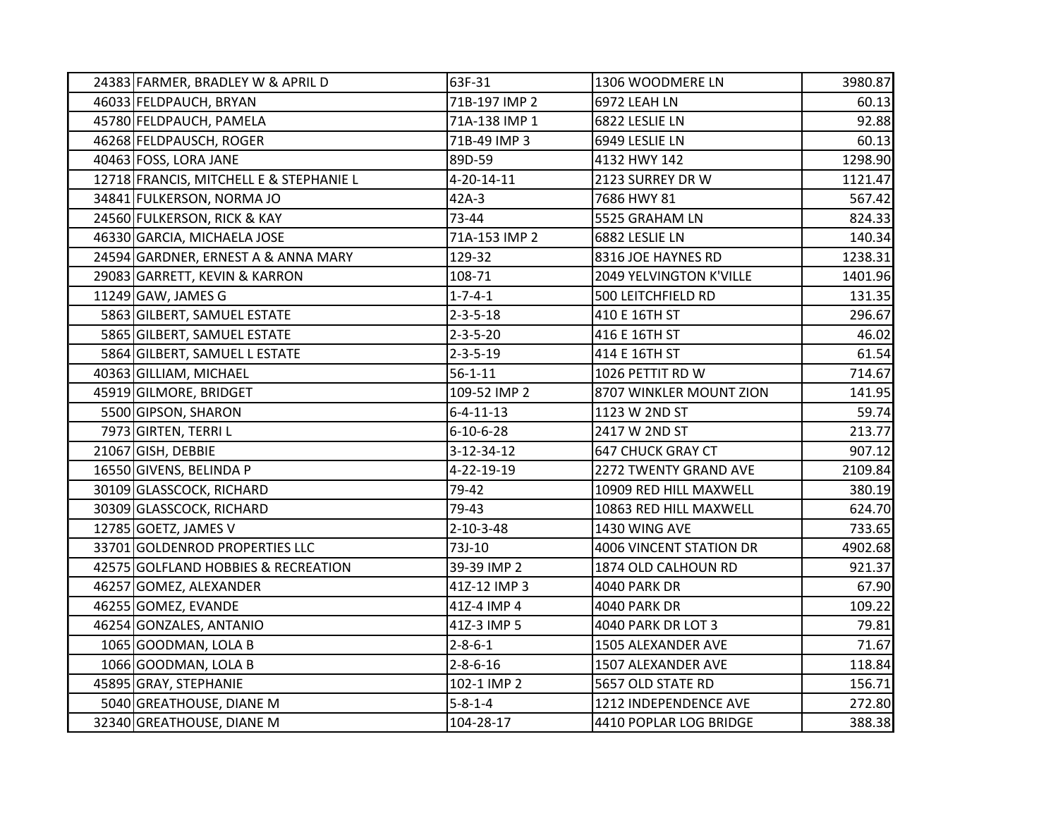| | | | | |
|---|---|---|---|---|
| 24383 | FARMER, BRADLEY W & APRIL D | 63F-31 | 1306 WOODMERE LN | 3980.87 |
| 46033 | FELDPAUCH, BRYAN | 71B-197 IMP 2 | 6972 LEAH LN | 60.13 |
| 45780 | FELDPAUCH, PAMELA | 71A-138 IMP 1 | 6822 LESLIE LN | 92.88 |
| 46268 | FELDPAUSCH, ROGER | 71B-49 IMP 3 | 6949 LESLIE LN | 60.13 |
| 40463 | FOSS, LORA JANE | 89D-59 | 4132 HWY 142 | 1298.90 |
| 12718 | FRANCIS, MITCHELL E & STEPHANIE L | 4-20-14-11 | 2123 SURREY DR W | 1121.47 |
| 34841 | FULKERSON, NORMA JO | 42A-3 | 7686 HWY 81 | 567.42 |
| 24560 | FULKERSON, RICK & KAY | 73-44 | 5525 GRAHAM LN | 824.33 |
| 46330 | GARCIA, MICHAELA JOSE | 71A-153 IMP 2 | 6882 LESLIE LN | 140.34 |
| 24594 | GARDNER, ERNEST A & ANNA MARY | 129-32 | 8316 JOE HAYNES RD | 1238.31 |
| 29083 | GARRETT, KEVIN & KARRON | 108-71 | 2049 YELVINGTON K'VILLE | 1401.96 |
| 11249 | GAW, JAMES G | 1-7-4-1 | 500 LEITCHFIELD RD | 131.35 |
| 5863 | GILBERT, SAMUEL ESTATE | 2-3-5-18 | 410 E 16TH ST | 296.67 |
| 5865 | GILBERT, SAMUEL ESTATE | 2-3-5-20 | 416 E 16TH ST | 46.02 |
| 5864 | GILBERT, SAMUEL L ESTATE | 2-3-5-19 | 414 E 16TH ST | 61.54 |
| 40363 | GILLIAM, MICHAEL | 56-1-11 | 1026 PETTIT RD W | 714.67 |
| 45919 | GILMORE, BRIDGET | 109-52 IMP 2 | 8707 WINKLER MOUNT ZION | 141.95 |
| 5500 | GIPSON, SHARON | 6-4-11-13 | 1123 W 2ND ST | 59.74 |
| 7973 | GIRTEN, TERRI L | 6-10-6-28 | 2417 W 2ND ST | 213.77 |
| 21067 | GISH, DEBBIE | 3-12-34-12 | 647 CHUCK GRAY CT | 907.12 |
| 16550 | GIVENS, BELINDA P | 4-22-19-19 | 2272 TWENTY GRAND AVE | 2109.84 |
| 30109 | GLASSCOCK, RICHARD | 79-42 | 10909 RED HILL MAXWELL | 380.19 |
| 30309 | GLASSCOCK, RICHARD | 79-43 | 10863 RED HILL MAXWELL | 624.70 |
| 12785 | GOETZ, JAMES V | 2-10-3-48 | 1430 WING AVE | 733.65 |
| 33701 | GOLDENROD PROPERTIES LLC | 73J-10 | 4006 VINCENT STATION DR | 4902.68 |
| 42575 | GOLFLAND HOBBIES & RECREATION | 39-39 IMP 2 | 1874 OLD CALHOUN RD | 921.37 |
| 46257 | GOMEZ, ALEXANDER | 41Z-12 IMP 3 | 4040 PARK DR | 67.90 |
| 46255 | GOMEZ, EVANDE | 41Z-4 IMP 4 | 4040 PARK DR | 109.22 |
| 46254 | GONZALES, ANTANIO | 41Z-3 IMP 5 | 4040 PARK DR LOT 3 | 79.81 |
| 1065 | GOODMAN, LOLA B | 2-8-6-1 | 1505 ALEXANDER AVE | 71.67 |
| 1066 | GOODMAN, LOLA B | 2-8-6-16 | 1507 ALEXANDER AVE | 118.84 |
| 45895 | GRAY, STEPHANIE | 102-1 IMP 2 | 5657 OLD STATE RD | 156.71 |
| 5040 | GREATHOUSE, DIANE M | 5-8-1-4 | 1212 INDEPENDENCE AVE | 272.80 |
| 32340 | GREATHOUSE, DIANE M | 104-28-17 | 4410 POPLAR LOG BRIDGE | 388.38 |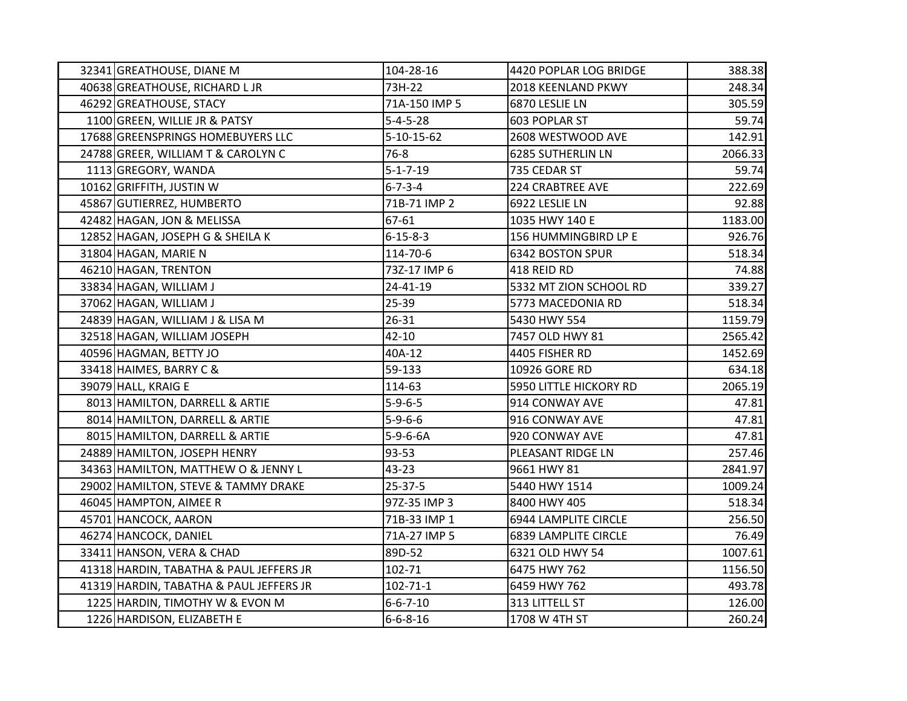| | | | | |
|---|---|---|---|---|
| 32341 | GREATHOUSE, DIANE M | 104-28-16 | 4420 POPLAR LOG BRIDGE | 388.38 |
| 40638 | GREATHOUSE, RICHARD L JR | 73H-22 | 2018 KEENLAND PKWY | 248.34 |
| 46292 | GREATHOUSE, STACY | 71A-150 IMP 5 | 6870 LESLIE LN | 305.59 |
| 1100 | GREEN, WILLIE JR & PATSY | 5-4-5-28 | 603 POPLAR ST | 59.74 |
| 17688 | GREENSPRINGS HOMEBUYERS LLC | 5-10-15-62 | 2608 WESTWOOD AVE | 142.91 |
| 24788 | GREER, WILLIAM T & CAROLYN C | 76-8 | 6285 SUTHERLIN LN | 2066.33 |
| 1113 | GREGORY, WANDA | 5-1-7-19 | 735 CEDAR ST | 59.74 |
| 10162 | GRIFFITH, JUSTIN W | 6-7-3-4 | 224 CRABTREE AVE | 222.69 |
| 45867 | GUTIERREZ, HUMBERTO | 71B-71 IMP 2 | 6922 LESLIE LN | 92.88 |
| 42482 | HAGAN, JON & MELISSA | 67-61 | 1035 HWY 140 E | 1183.00 |
| 12852 | HAGAN, JOSEPH G & SHEILA K | 6-15-8-3 | 156 HUMMINGBIRD LP E | 926.76 |
| 31804 | HAGAN, MARIE N | 114-70-6 | 6342 BOSTON SPUR | 518.34 |
| 46210 | HAGAN, TRENTON | 73Z-17 IMP 6 | 418 REID RD | 74.88 |
| 33834 | HAGAN, WILLIAM J | 24-41-19 | 5332 MT ZION SCHOOL RD | 339.27 |
| 37062 | HAGAN, WILLIAM J | 25-39 | 5773 MACEDONIA RD | 518.34 |
| 24839 | HAGAN, WILLIAM J & LISA M | 26-31 | 5430 HWY 554 | 1159.79 |
| 32518 | HAGAN, WILLIAM JOSEPH | 42-10 | 7457 OLD HWY 81 | 2565.42 |
| 40596 | HAGMAN, BETTY JO | 40A-12 | 4405 FISHER RD | 1452.69 |
| 33418 | HAIMES, BARRY C & | 59-133 | 10926 GORE RD | 634.18 |
| 39079 | HALL, KRAIG E | 114-63 | 5950 LITTLE HICKORY RD | 2065.19 |
| 8013 | HAMILTON, DARRELL & ARTIE | 5-9-6-5 | 914 CONWAY AVE | 47.81 |
| 8014 | HAMILTON, DARRELL & ARTIE | 5-9-6-6 | 916 CONWAY AVE | 47.81 |
| 8015 | HAMILTON, DARRELL & ARTIE | 5-9-6-6A | 920 CONWAY AVE | 47.81 |
| 24889 | HAMILTON, JOSEPH HENRY | 93-53 | PLEASANT RIDGE LN | 257.46 |
| 34363 | HAMILTON, MATTHEW O & JENNY L | 43-23 | 9661 HWY 81 | 2841.97 |
| 29002 | HAMILTON, STEVE & TAMMY DRAKE | 25-37-5 | 5440 HWY 1514 | 1009.24 |
| 46045 | HAMPTON, AIMEE R | 97Z-35 IMP 3 | 8400 HWY 405 | 518.34 |
| 45701 | HANCOCK, AARON | 71B-33 IMP 1 | 6944 LAMPLITE CIRCLE | 256.50 |
| 46274 | HANCOCK, DANIEL | 71A-27 IMP 5 | 6839 LAMPLITE CIRCLE | 76.49 |
| 33411 | HANSON, VERA & CHAD | 89D-52 | 6321 OLD HWY 54 | 1007.61 |
| 41318 | HARDIN, TABATHA & PAUL JEFFERS JR | 102-71 | 6475 HWY 762 | 1156.50 |
| 41319 | HARDIN, TABATHA & PAUL JEFFERS JR | 102-71-1 | 6459 HWY 762 | 493.78 |
| 1225 | HARDIN, TIMOTHY W & EVON M | 6-6-7-10 | 313 LITTELL ST | 126.00 |
| 1226 | HARDISON, ELIZABETH E | 6-6-8-16 | 1708 W 4TH ST | 260.24 |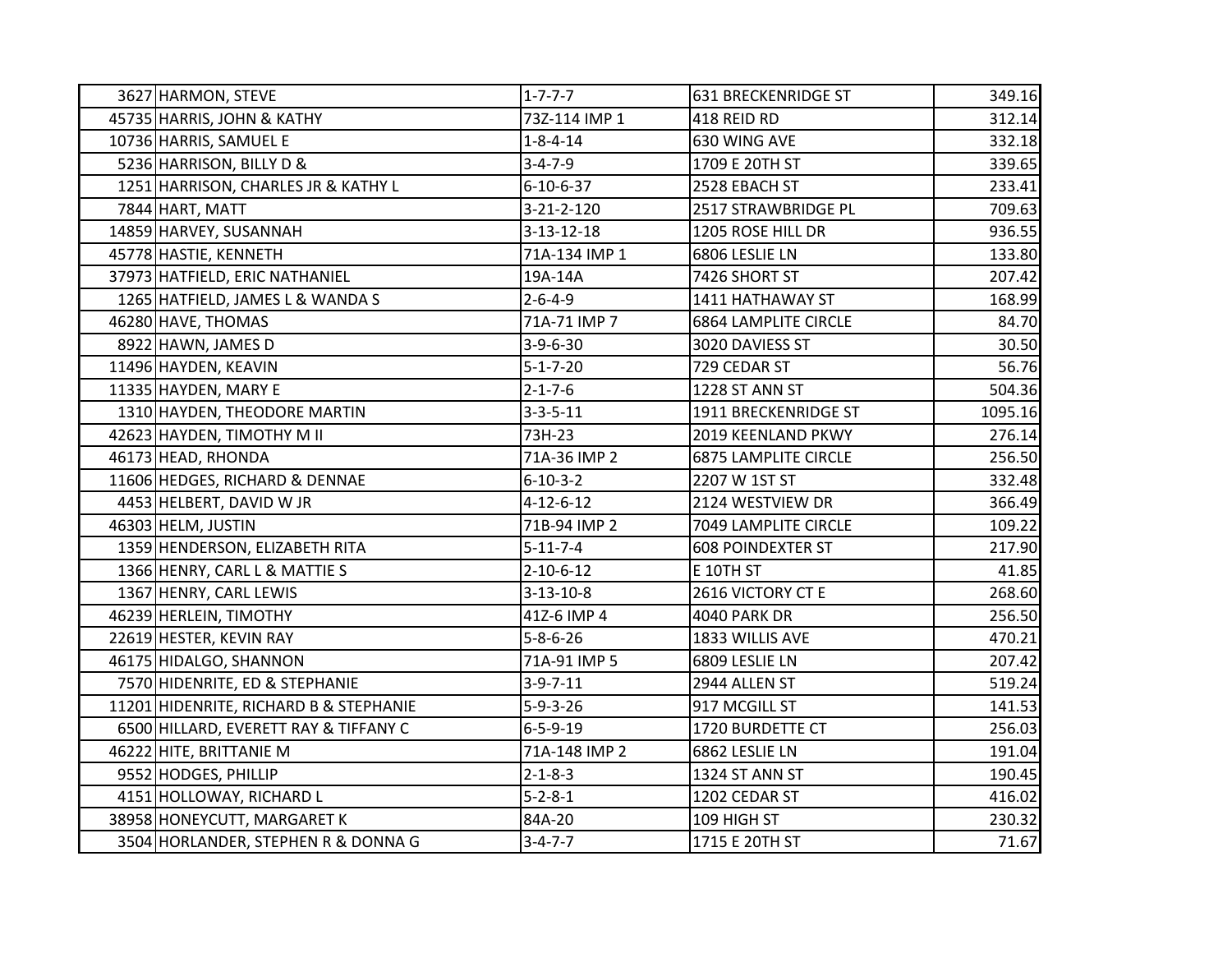| | | | | |
|---|---|---|---|---|
| 3627 | HARMON, STEVE | 1-7-7-7 | 631 BRECKENRIDGE ST | 349.16 |
| 45735 | HARRIS, JOHN & KATHY | 73Z-114 IMP 1 | 418 REID RD | 312.14 |
| 10736 | HARRIS, SAMUEL E | 1-8-4-14 | 630 WING AVE | 332.18 |
| 5236 | HARRISON, BILLY D & | 3-4-7-9 | 1709 E 20TH ST | 339.65 |
| 1251 | HARRISON, CHARLES JR & KATHY L | 6-10-6-37 | 2528 EBACH ST | 233.41 |
| 7844 | HART, MATT | 3-21-2-120 | 2517 STRAWBRIDGE PL | 709.63 |
| 14859 | HARVEY, SUSANNAH | 3-13-12-18 | 1205 ROSE HILL DR | 936.55 |
| 45778 | HASTIE, KENNETH | 71A-134 IMP 1 | 6806 LESLIE LN | 133.80 |
| 37973 | HATFIELD, ERIC NATHANIEL | 19A-14A | 7426 SHORT ST | 207.42 |
| 1265 | HATFIELD, JAMES L & WANDA S | 2-6-4-9 | 1411 HATHAWAY ST | 168.99 |
| 46280 | HAVE, THOMAS | 71A-71 IMP 7 | 6864 LAMPLITE CIRCLE | 84.70 |
| 8922 | HAWN, JAMES D | 3-9-6-30 | 3020 DAVIESS ST | 30.50 |
| 11496 | HAYDEN, KEAVIN | 5-1-7-20 | 729 CEDAR ST | 56.76 |
| 11335 | HAYDEN, MARY E | 2-1-7-6 | 1228 ST ANN ST | 504.36 |
| 1310 | HAYDEN, THEODORE MARTIN | 3-3-5-11 | 1911 BRECKENRIDGE ST | 1095.16 |
| 42623 | HAYDEN, TIMOTHY M II | 73H-23 | 2019 KEENLAND PKWY | 276.14 |
| 46173 | HEAD, RHONDA | 71A-36 IMP 2 | 6875 LAMPLITE CIRCLE | 256.50 |
| 11606 | HEDGES, RICHARD & DENNAE | 6-10-3-2 | 2207 W 1ST ST | 332.48 |
| 4453 | HELBERT, DAVID W JR | 4-12-6-12 | 2124 WESTVIEW DR | 366.49 |
| 46303 | HELM, JUSTIN | 71B-94 IMP 2 | 7049 LAMPLITE CIRCLE | 109.22 |
| 1359 | HENDERSON, ELIZABETH RITA | 5-11-7-4 | 608 POINDEXTER ST | 217.90 |
| 1366 | HENRY, CARL L & MATTIE S | 2-10-6-12 | E 10TH ST | 41.85 |
| 1367 | HENRY, CARL LEWIS | 3-13-10-8 | 2616 VICTORY CT E | 268.60 |
| 46239 | HERLEIN, TIMOTHY | 41Z-6 IMP 4 | 4040 PARK DR | 256.50 |
| 22619 | HESTER, KEVIN RAY | 5-8-6-26 | 1833 WILLIS AVE | 470.21 |
| 46175 | HIDALGO, SHANNON | 71A-91 IMP 5 | 6809 LESLIE LN | 207.42 |
| 7570 | HIDENRITE, ED & STEPHANIE | 3-9-7-11 | 2944 ALLEN ST | 519.24 |
| 11201 | HIDENRITE, RICHARD B & STEPHANIE | 5-9-3-26 | 917 MCGILL ST | 141.53 |
| 6500 | HILLARD, EVERETT RAY & TIFFANY C | 6-5-9-19 | 1720 BURDETTE CT | 256.03 |
| 46222 | HITE, BRITTANIE M | 71A-148 IMP 2 | 6862 LESLIE LN | 191.04 |
| 9552 | HODGES, PHILLIP | 2-1-8-3 | 1324 ST ANN ST | 190.45 |
| 4151 | HOLLOWAY, RICHARD L | 5-2-8-1 | 1202 CEDAR ST | 416.02 |
| 38958 | HONEYCUTT, MARGARET K | 84A-20 | 109 HIGH ST | 230.32 |
| 3504 | HORLANDER, STEPHEN R & DONNA G | 3-4-7-7 | 1715 E 20TH ST | 71.67 |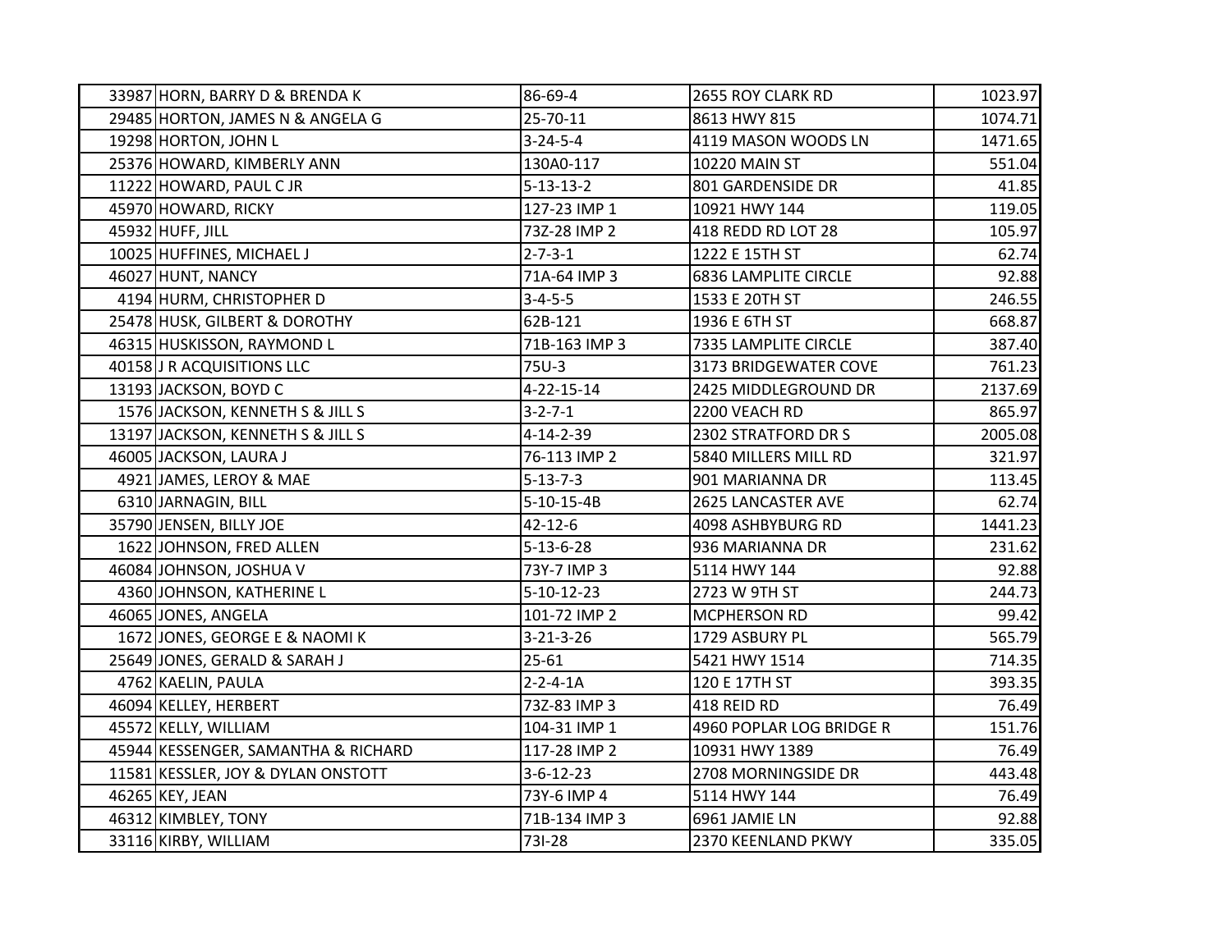| | | | | |
|---|---|---|---|---|
| 33987 | HORN, BARRY D & BRENDA K | 86-69-4 | 2655 ROY CLARK RD | 1023.97 |
| 29485 | HORTON, JAMES N & ANGELA G | 25-70-11 | 8613 HWY 815 | 1074.71 |
| 19298 | HORTON, JOHN L | 3-24-5-4 | 4119 MASON WOODS LN | 1471.65 |
| 25376 | HOWARD, KIMBERLY ANN | 130A0-117 | 10220 MAIN ST | 551.04 |
| 11222 | HOWARD, PAUL C JR | 5-13-13-2 | 801 GARDENSIDE DR | 41.85 |
| 45970 | HOWARD, RICKY | 127-23 IMP 1 | 10921 HWY 144 | 119.05 |
| 45932 | HUFF, JILL | 73Z-28 IMP 2 | 418 REDD RD LOT 28 | 105.97 |
| 10025 | HUFFINES, MICHAEL J | 2-7-3-1 | 1222 E 15TH ST | 62.74 |
| 46027 | HUNT, NANCY | 71A-64 IMP 3 | 6836 LAMPLITE CIRCLE | 92.88 |
| 4194 | HURM, CHRISTOPHER D | 3-4-5-5 | 1533 E 20TH ST | 246.55 |
| 25478 | HUSK, GILBERT & DOROTHY | 62B-121 | 1936 E 6TH ST | 668.87 |
| 46315 | HUSKISSON, RAYMOND L | 71B-163 IMP 3 | 7335 LAMPLITE CIRCLE | 387.40 |
| 40158 | J R ACQUISITIONS LLC | 75U-3 | 3173 BRIDGEWATER COVE | 761.23 |
| 13193 | JACKSON, BOYD C | 4-22-15-14 | 2425 MIDDLEGROUND DR | 2137.69 |
| 1576 | JACKSON, KENNETH S & JILL S | 3-2-7-1 | 2200 VEACH RD | 865.97 |
| 13197 | JACKSON, KENNETH S & JILL S | 4-14-2-39 | 2302 STRATFORD DR S | 2005.08 |
| 46005 | JACKSON, LAURA J | 76-113 IMP 2 | 5840 MILLERS MILL RD | 321.97 |
| 4921 | JAMES, LEROY & MAE | 5-13-7-3 | 901 MARIANNA DR | 113.45 |
| 6310 | JARNAGIN, BILL | 5-10-15-4B | 2625 LANCASTER AVE | 62.74 |
| 35790 | JENSEN, BILLY JOE | 42-12-6 | 4098 ASHBYBURG RD | 1441.23 |
| 1622 | JOHNSON, FRED ALLEN | 5-13-6-28 | 936 MARIANNA DR | 231.62 |
| 46084 | JOHNSON, JOSHUA V | 73Y-7 IMP 3 | 5114 HWY 144 | 92.88 |
| 4360 | JOHNSON, KATHERINE L | 5-10-12-23 | 2723 W 9TH ST | 244.73 |
| 46065 | JONES, ANGELA | 101-72 IMP 2 | MCPHERSON RD | 99.42 |
| 1672 | JONES, GEORGE E & NAOMI K | 3-21-3-26 | 1729 ASBURY PL | 565.79 |
| 25649 | JONES, GERALD & SARAH J | 25-61 | 5421 HWY 1514 | 714.35 |
| 4762 | KAELIN, PAULA | 2-2-4-1A | 120 E 17TH ST | 393.35 |
| 46094 | KELLEY, HERBERT | 73Z-83 IMP 3 | 418 REID RD | 76.49 |
| 45572 | KELLY, WILLIAM | 104-31 IMP 1 | 4960 POPLAR LOG BRIDGE R | 151.76 |
| 45944 | KESSENGER, SAMANTHA & RICHARD | 117-28 IMP 2 | 10931 HWY 1389 | 76.49 |
| 11581 | KESSLER, JOY & DYLAN ONSTOTT | 3-6-12-23 | 2708 MORNINGSIDE DR | 443.48 |
| 46265 | KEY, JEAN | 73Y-6 IMP 4 | 5114 HWY 144 | 76.49 |
| 46312 | KIMBLEY, TONY | 71B-134 IMP 3 | 6961 JAMIE LN | 92.88 |
| 33116 | KIRBY, WILLIAM | 73I-28 | 2370 KEENLAND PKWY | 335.05 |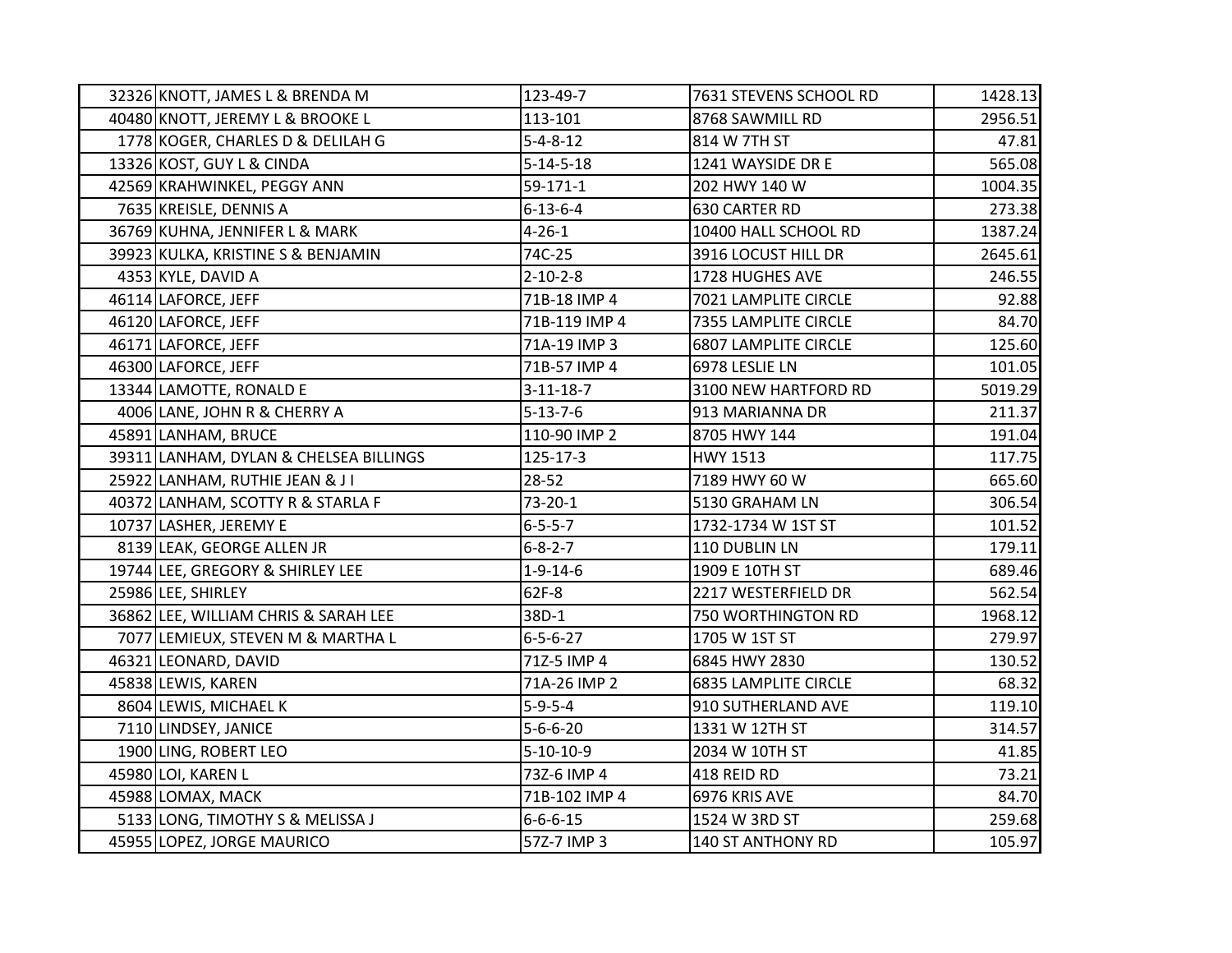| | | | | |
|---|---|---|---|---|
| 32326 | KNOTT, JAMES L & BRENDA M | 123-49-7 | 7631 STEVENS SCHOOL RD | 1428.13 |
| 40480 | KNOTT, JEREMY L & BROOKE L | 113-101 | 8768 SAWMILL RD | 2956.51 |
| 1778 | KOGER, CHARLES D & DELILAH G | 5-4-8-12 | 814 W 7TH ST | 47.81 |
| 13326 | KOST, GUY L & CINDA | 5-14-5-18 | 1241 WAYSIDE DR E | 565.08 |
| 42569 | KRAHWINKEL, PEGGY ANN | 59-171-1 | 202 HWY 140 W | 1004.35 |
| 7635 | KREISLE, DENNIS A | 6-13-6-4 | 630 CARTER RD | 273.38 |
| 36769 | KUHNA, JENNIFER L & MARK | 4-26-1 | 10400 HALL SCHOOL RD | 1387.24 |
| 39923 | KULKA, KRISTINE S & BENJAMIN | 74C-25 | 3916 LOCUST HILL DR | 2645.61 |
| 4353 | KYLE, DAVID A | 2-10-2-8 | 1728 HUGHES AVE | 246.55 |
| 46114 | LAFORCE, JEFF | 71B-18 IMP 4 | 7021 LAMPLITE CIRCLE | 92.88 |
| 46120 | LAFORCE, JEFF | 71B-119 IMP 4 | 7355 LAMPLITE CIRCLE | 84.70 |
| 46171 | LAFORCE, JEFF | 71A-19 IMP 3 | 6807 LAMPLITE CIRCLE | 125.60 |
| 46300 | LAFORCE, JEFF | 71B-57 IMP 4 | 6978 LESLIE LN | 101.05 |
| 13344 | LAMOTTE, RONALD E | 3-11-18-7 | 3100 NEW HARTFORD RD | 5019.29 |
| 4006 | LANE, JOHN R & CHERRY A | 5-13-7-6 | 913 MARIANNA DR | 211.37 |
| 45891 | LANHAM, BRUCE | 110-90 IMP 2 | 8705 HWY 144 | 191.04 |
| 39311 | LANHAM, DYLAN & CHELSEA BILLINGS | 125-17-3 | HWY 1513 | 117.75 |
| 25922 | LANHAM, RUTHIE JEAN & J I | 28-52 | 7189 HWY 60 W | 665.60 |
| 40372 | LANHAM, SCOTTY R & STARLA F | 73-20-1 | 5130 GRAHAM LN | 306.54 |
| 10737 | LASHER, JEREMY E | 6-5-5-7 | 1732-1734 W 1ST ST | 101.52 |
| 8139 | LEAK, GEORGE ALLEN JR | 6-8-2-7 | 110 DUBLIN LN | 179.11 |
| 19744 | LEE, GREGORY & SHIRLEY LEE | 1-9-14-6 | 1909 E 10TH ST | 689.46 |
| 25986 | LEE, SHIRLEY | 62F-8 | 2217 WESTERFIELD DR | 562.54 |
| 36862 | LEE, WILLIAM CHRIS & SARAH LEE | 38D-1 | 750 WORTHINGTON RD | 1968.12 |
| 7077 | LEMIEUX, STEVEN M & MARTHA L | 6-5-6-27 | 1705 W 1ST ST | 279.97 |
| 46321 | LEONARD, DAVID | 71Z-5 IMP 4 | 6845 HWY 2830 | 130.52 |
| 45838 | LEWIS, KAREN | 71A-26 IMP 2 | 6835 LAMPLITE CIRCLE | 68.32 |
| 8604 | LEWIS, MICHAEL K | 5-9-5-4 | 910 SUTHERLAND AVE | 119.10 |
| 7110 | LINDSEY, JANICE | 5-6-6-20 | 1331 W 12TH ST | 314.57 |
| 1900 | LING, ROBERT LEO | 5-10-10-9 | 2034 W 10TH ST | 41.85 |
| 45980 | LOI, KAREN L | 73Z-6 IMP 4 | 418 REID RD | 73.21 |
| 45988 | LOMAX, MACK | 71B-102 IMP 4 | 6976 KRIS AVE | 84.70 |
| 5133 | LONG, TIMOTHY S & MELISSA J | 6-6-6-15 | 1524 W 3RD ST | 259.68 |
| 45955 | LOPEZ, JORGE MAURICO | 57Z-7 IMP 3 | 140 ST ANTHONY RD | 105.97 |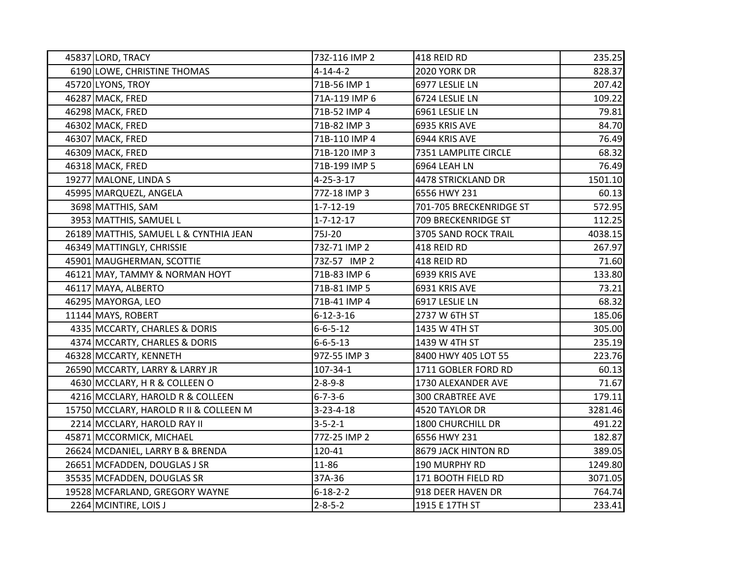| | | | | |
|---|---|---|---|---|
| 45837 | LORD, TRACY | 73Z-116 IMP 2 | 418 REID RD | 235.25 |
| 6190 | LOWE, CHRISTINE THOMAS | 4-14-4-2 | 2020 YORK DR | 828.37 |
| 45720 | LYONS, TROY | 71B-56 IMP 1 | 6977 LESLIE LN | 207.42 |
| 46287 | MACK, FRED | 71A-119 IMP 6 | 6724 LESLIE LN | 109.22 |
| 46298 | MACK, FRED | 71B-52 IMP 4 | 6961 LESLIE LN | 79.81 |
| 46302 | MACK, FRED | 71B-82 IMP 3 | 6935 KRIS AVE | 84.70 |
| 46307 | MACK, FRED | 71B-110 IMP 4 | 6944 KRIS AVE | 76.49 |
| 46309 | MACK, FRED | 71B-120 IMP 3 | 7351 LAMPLITE CIRCLE | 68.32 |
| 46318 | MACK, FRED | 71B-199 IMP 5 | 6964 LEAH LN | 76.49 |
| 19277 | MALONE, LINDA S | 4-25-3-17 | 4478 STRICKLAND DR | 1501.10 |
| 45995 | MARQUEZL, ANGELA | 77Z-18 IMP 3 | 6556 HWY 231 | 60.13 |
| 3698 | MATTHIS, SAM | 1-7-12-19 | 701-705 BRECKENRIDGE ST | 572.95 |
| 3953 | MATTHIS, SAMUEL L | 1-7-12-17 | 709 BRECKENRIDGE ST | 112.25 |
| 26189 | MATTHIS, SAMUEL L & CYNTHIA JEAN | 75J-20 | 3705 SAND ROCK TRAIL | 4038.15 |
| 46349 | MATTINGLY, CHRISSIE | 73Z-71 IMP 2 | 418 REID RD | 267.97 |
| 45901 | MAUGHERMAN, SCOTTIE | 73Z-57 IMP 2 | 418 REID RD | 71.60 |
| 46121 | MAY, TAMMY & NORMAN HOYT | 71B-83 IMP 6 | 6939 KRIS AVE | 133.80 |
| 46117 | MAYA, ALBERTO | 71B-81 IMP 5 | 6931 KRIS AVE | 73.21 |
| 46295 | MAYORGA, LEO | 71B-41 IMP 4 | 6917 LESLIE LN | 68.32 |
| 11144 | MAYS, ROBERT | 6-12-3-16 | 2737 W 6TH ST | 185.06 |
| 4335 | MCCARTY, CHARLES & DORIS | 6-6-5-12 | 1435 W 4TH ST | 305.00 |
| 4374 | MCCARTY, CHARLES & DORIS | 6-6-5-13 | 1439 W 4TH ST | 235.19 |
| 46328 | MCCARTY, KENNETH | 97Z-55 IMP 3 | 8400 HWY 405 LOT 55 | 223.76 |
| 26590 | MCCARTY, LARRY & LARRY JR | 107-34-1 | 1711 GOBLER FORD RD | 60.13 |
| 4630 | MCCLARY, H R & COLLEEN O | 2-8-9-8 | 1730 ALEXANDER AVE | 71.67 |
| 4216 | MCCLARY, HAROLD R & COLLEEN | 6-7-3-6 | 300 CRABTREE AVE | 179.11 |
| 15750 | MCCLARY, HAROLD R II & COLLEEN M | 3-23-4-18 | 4520 TAYLOR DR | 3281.46 |
| 2214 | MCCLARY, HAROLD RAY II | 3-5-2-1 | 1800 CHURCHILL DR | 491.22 |
| 45871 | MCCORMICK, MICHAEL | 77Z-25 IMP 2 | 6556 HWY 231 | 182.87 |
| 26624 | MCDANIEL, LARRY B & BRENDA | 120-41 | 8679 JACK HINTON RD | 389.05 |
| 26651 | MCFADDEN, DOUGLAS J SR | 11-86 | 190 MURPHY RD | 1249.80 |
| 35535 | MCFADDEN, DOUGLAS SR | 37A-36 | 171 BOOTH FIELD RD | 3071.05 |
| 19528 | MCFARLAND, GREGORY WAYNE | 6-18-2-2 | 918 DEER HAVEN DR | 764.74 |
| 2264 | MCINTIRE, LOIS J | 2-8-5-2 | 1915 E 17TH ST | 233.41 |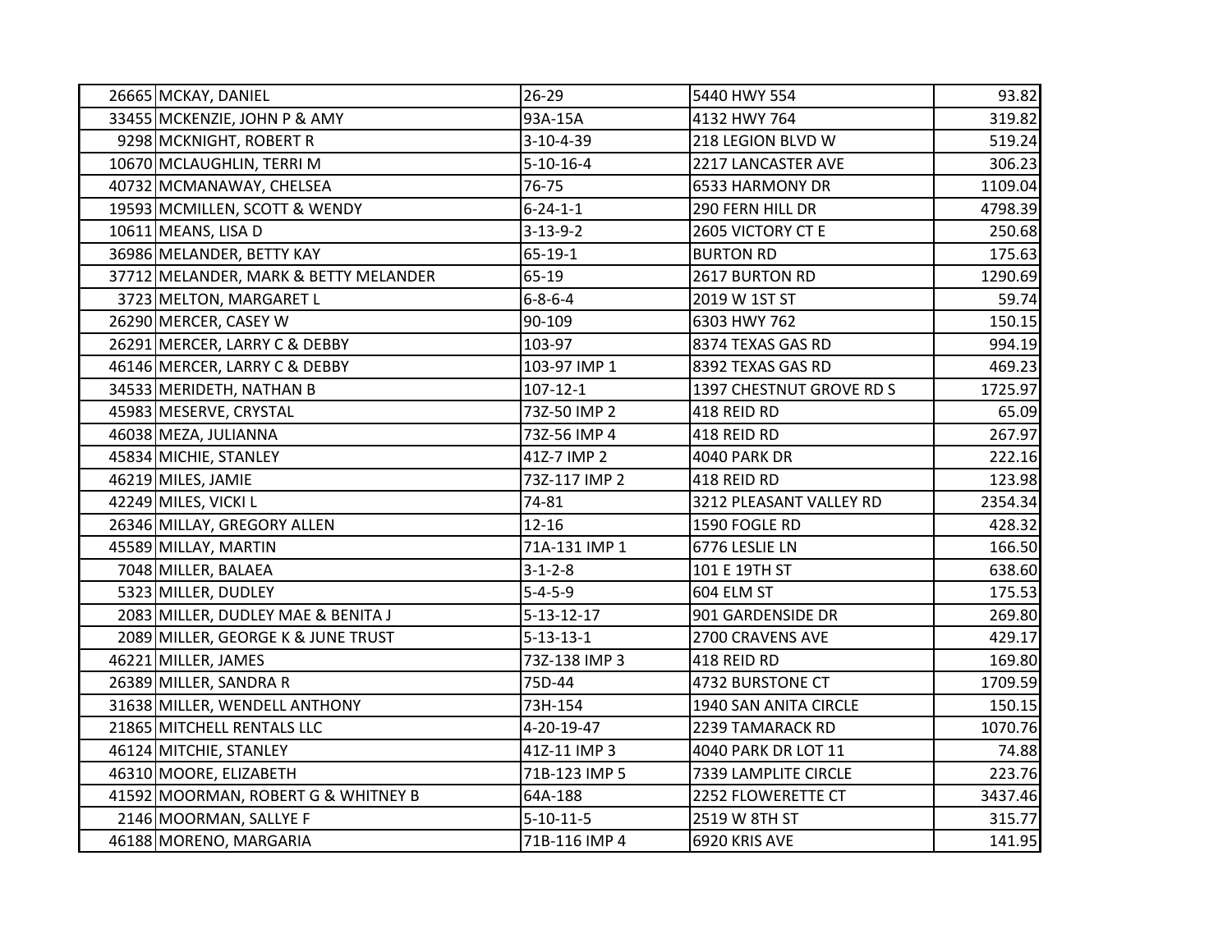| | | | | |
|---|---|---|---|---|
| 26665 | MCKAY, DANIEL | 26-29 | 5440 HWY 554 | 93.82 |
| 33455 | MCKENZIE, JOHN P & AMY | 93A-15A | 4132 HWY 764 | 319.82 |
| 9298 | MCKNIGHT, ROBERT R | 3-10-4-39 | 218 LEGION BLVD W | 519.24 |
| 10670 | MCLAUGHLIN, TERRI M | 5-10-16-4 | 2217 LANCASTER AVE | 306.23 |
| 40732 | MCMANAWAY, CHELSEA | 76-75 | 6533 HARMONY DR | 1109.04 |
| 19593 | MCMILLEN, SCOTT & WENDY | 6-24-1-1 | 290 FERN HILL DR | 4798.39 |
| 10611 | MEANS, LISA D | 3-13-9-2 | 2605 VICTORY CT E | 250.68 |
| 36986 | MELANDER, BETTY KAY | 65-19-1 | BURTON RD | 175.63 |
| 37712 | MELANDER, MARK & BETTY MELANDER | 65-19 | 2617 BURTON RD | 1290.69 |
| 3723 | MELTON, MARGARET L | 6-8-6-4 | 2019 W 1ST ST | 59.74 |
| 26290 | MERCER, CASEY W | 90-109 | 6303 HWY 762 | 150.15 |
| 26291 | MERCER, LARRY C & DEBBY | 103-97 | 8374 TEXAS GAS RD | 994.19 |
| 46146 | MERCER, LARRY C & DEBBY | 103-97 IMP 1 | 8392 TEXAS GAS RD | 469.23 |
| 34533 | MERIDETH, NATHAN B | 107-12-1 | 1397 CHESTNUT GROVE RD S | 1725.97 |
| 45983 | MESERVE, CRYSTAL | 73Z-50 IMP 2 | 418 REID RD | 65.09 |
| 46038 | MEZA, JULIANNA | 73Z-56 IMP 4 | 418 REID RD | 267.97 |
| 45834 | MICHIE, STANLEY | 41Z-7 IMP 2 | 4040 PARK DR | 222.16 |
| 46219 | MILES, JAMIE | 73Z-117 IMP 2 | 418 REID RD | 123.98 |
| 42249 | MILES, VICKI L | 74-81 | 3212 PLEASANT VALLEY RD | 2354.34 |
| 26346 | MILLAY, GREGORY ALLEN | 12-16 | 1590 FOGLE RD | 428.32 |
| 45589 | MILLAY, MARTIN | 71A-131 IMP 1 | 6776 LESLIE LN | 166.50 |
| 7048 | MILLER, BALAEA | 3-1-2-8 | 101 E 19TH ST | 638.60 |
| 5323 | MILLER, DUDLEY | 5-4-5-9 | 604 ELM ST | 175.53 |
| 2083 | MILLER, DUDLEY MAE & BENITA J | 5-13-12-17 | 901 GARDENSIDE DR | 269.80 |
| 2089 | MILLER, GEORGE K & JUNE TRUST | 5-13-13-1 | 2700 CRAVENS AVE | 429.17 |
| 46221 | MILLER, JAMES | 73Z-138 IMP 3 | 418 REID RD | 169.80 |
| 26389 | MILLER, SANDRA R | 75D-44 | 4732 BURSTONE CT | 1709.59 |
| 31638 | MILLER, WENDELL ANTHONY | 73H-154 | 1940 SAN ANITA CIRCLE | 150.15 |
| 21865 | MITCHELL RENTALS LLC | 4-20-19-47 | 2239 TAMARACK RD | 1070.76 |
| 46124 | MITCHIE, STANLEY | 41Z-11 IMP 3 | 4040 PARK DR LOT 11 | 74.88 |
| 46310 | MOORE, ELIZABETH | 71B-123 IMP 5 | 7339 LAMPLITE CIRCLE | 223.76 |
| 41592 | MOORMAN, ROBERT G & WHITNEY B | 64A-188 | 2252 FLOWERETTE CT | 3437.46 |
| 2146 | MOORMAN, SALLYE F | 5-10-11-5 | 2519 W 8TH ST | 315.77 |
| 46188 | MORENO, MARGARIA | 71B-116 IMP 4 | 6920 KRIS AVE | 141.95 |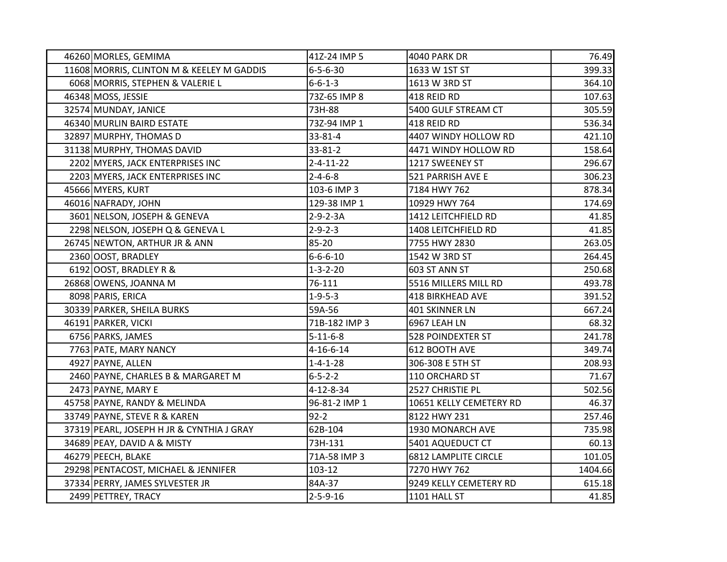| | | | | |
|---|---|---|---|---|
| 46260 | MORLES, GEMIMA | 41Z-24 IMP 5 | 4040 PARK DR | 76.49 |
| 11608 | MORRIS, CLINTON M & KEELEY M GADDIS | 6-5-6-30 | 1633 W 1ST ST | 399.33 |
| 6068 | MORRIS, STEPHEN & VALERIE L | 6-6-1-3 | 1613 W 3RD ST | 364.10 |
| 46348 | MOSS, JESSIE | 73Z-65 IMP 8 | 418 REID RD | 107.63 |
| 32574 | MUNDAY, JANICE | 73H-88 | 5400 GULF STREAM CT | 305.59 |
| 46340 | MURLIN BAIRD ESTATE | 73Z-94 IMP 1 | 418 REID RD | 536.34 |
| 32897 | MURPHY, THOMAS D | 33-81-4 | 4407 WINDY HOLLOW RD | 421.10 |
| 31138 | MURPHY, THOMAS DAVID | 33-81-2 | 4471 WINDY HOLLOW RD | 158.64 |
| 2202 | MYERS, JACK ENTERPRISES INC | 2-4-11-22 | 1217 SWEENEY ST | 296.67 |
| 2203 | MYERS, JACK ENTERPRISES INC | 2-4-6-8 | 521 PARRISH AVE E | 306.23 |
| 45666 | MYERS, KURT | 103-6 IMP 3 | 7184 HWY 762 | 878.34 |
| 46016 | NAFRADY, JOHN | 129-38 IMP 1 | 10929 HWY 764 | 174.69 |
| 3601 | NELSON, JOSEPH & GENEVA | 2-9-2-3A | 1412 LEITCHFIELD RD | 41.85 |
| 2298 | NELSON, JOSEPH Q & GENEVA L | 2-9-2-3 | 1408 LEITCHFIELD RD | 41.85 |
| 26745 | NEWTON, ARTHUR JR & ANN | 85-20 | 7755 HWY 2830 | 263.05 |
| 2360 | OOST, BRADLEY | 6-6-6-10 | 1542 W 3RD ST | 264.45 |
| 6192 | OOST, BRADLEY R & | 1-3-2-20 | 603 ST ANN ST | 250.68 |
| 26868 | OWENS, JOANNA M | 76-111 | 5516 MILLERS MILL RD | 493.78 |
| 8098 | PARIS, ERICA | 1-9-5-3 | 418 BIRKHEAD AVE | 391.52 |
| 30339 | PARKER, SHEILA BURKS | 59A-56 | 401 SKINNER LN | 667.24 |
| 46191 | PARKER, VICKI | 71B-182 IMP 3 | 6967 LEAH LN | 68.32 |
| 6756 | PARKS, JAMES | 5-11-6-8 | 528 POINDEXTER ST | 241.78 |
| 7763 | PATE, MARY NANCY | 4-16-6-14 | 612 BOOTH AVE | 349.74 |
| 4927 | PAYNE, ALLEN | 1-4-1-28 | 306-308 E 5TH ST | 208.93 |
| 2460 | PAYNE, CHARLES B & MARGARET M | 6-5-2-2 | 110 ORCHARD ST | 71.67 |
| 2473 | PAYNE, MARY E | 4-12-8-34 | 2527 CHRISTIE PL | 502.56 |
| 45758 | PAYNE, RANDY & MELINDA | 96-81-2 IMP 1 | 10651 KELLY CEMETERY RD | 46.37 |
| 33749 | PAYNE, STEVE R & KAREN | 92-2 | 8122 HWY 231 | 257.46 |
| 37319 | PEARL, JOSEPH H JR & CYNTHIA J GRAY | 62B-104 | 1930 MONARCH AVE | 735.98 |
| 34689 | PEAY, DAVID A & MISTY | 73H-131 | 5401 AQUEDUCT CT | 60.13 |
| 46279 | PEECH, BLAKE | 71A-58 IMP 3 | 6812 LAMPLITE CIRCLE | 101.05 |
| 29298 | PENTACOST, MICHAEL & JENNIFER | 103-12 | 7270 HWY 762 | 1404.66 |
| 37334 | PERRY, JAMES SYLVESTER JR | 84A-37 | 9249 KELLY CEMETERY RD | 615.18 |
| 2499 | PETTREY, TRACY | 2-5-9-16 | 1101 HALL ST | 41.85 |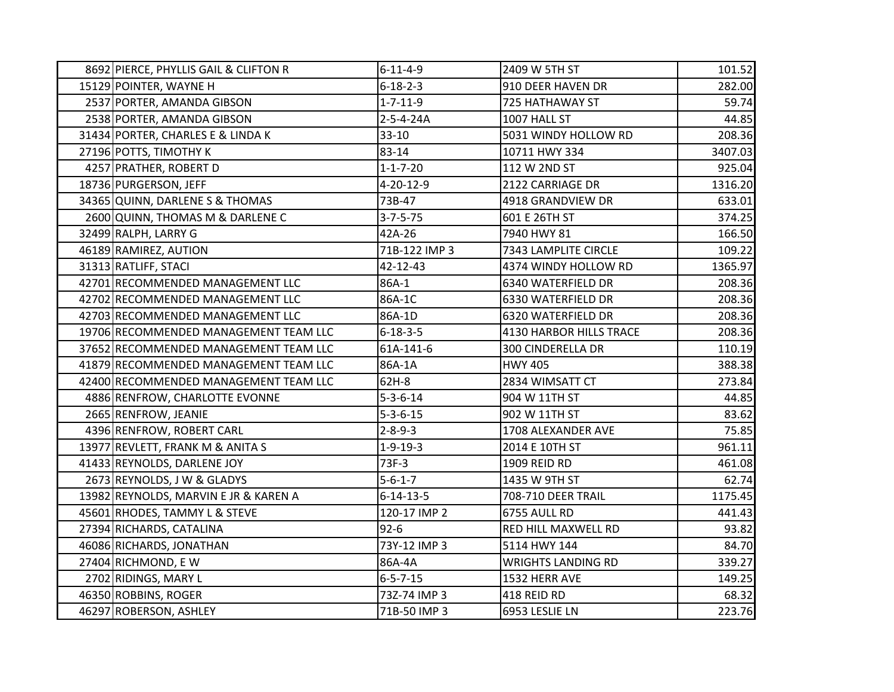| | | | | |
|---|---|---|---|---|
| 8692 | PIERCE, PHYLLIS GAIL & CLIFTON R | 6-11-4-9 | 2409 W 5TH ST | 101.52 |
| 15129 | POINTER, WAYNE H | 6-18-2-3 | 910 DEER HAVEN DR | 282.00 |
| 2537 | PORTER, AMANDA GIBSON | 1-7-11-9 | 725 HATHAWAY ST | 59.74 |
| 2538 | PORTER, AMANDA GIBSON | 2-5-4-24A | 1007 HALL ST | 44.85 |
| 31434 | PORTER, CHARLES E & LINDA K | 33-10 | 5031 WINDY HOLLOW RD | 208.36 |
| 27196 | POTTS, TIMOTHY K | 83-14 | 10711 HWY 334 | 3407.03 |
| 4257 | PRATHER, ROBERT D | 1-1-7-20 | 112 W 2ND ST | 925.04 |
| 18736 | PURGERSON, JEFF | 4-20-12-9 | 2122 CARRIAGE DR | 1316.20 |
| 34365 | QUINN, DARLENE S & THOMAS | 73B-47 | 4918 GRANDVIEW DR | 633.01 |
| 2600 | QUINN, THOMAS M & DARLENE C | 3-7-5-75 | 601 E 26TH ST | 374.25 |
| 32499 | RALPH, LARRY G | 42A-26 | 7940 HWY 81 | 166.50 |
| 46189 | RAMIREZ, AUTION | 71B-122 IMP 3 | 7343 LAMPLITE CIRCLE | 109.22 |
| 31313 | RATLIFF, STACI | 42-12-43 | 4374 WINDY HOLLOW RD | 1365.97 |
| 42701 | RECOMMENDED MANAGEMENT LLC | 86A-1 | 6340 WATERFIELD DR | 208.36 |
| 42702 | RECOMMENDED MANAGEMENT LLC | 86A-1C | 6330 WATERFIELD DR | 208.36 |
| 42703 | RECOMMENDED MANAGEMENT LLC | 86A-1D | 6320 WATERFIELD DR | 208.36 |
| 19706 | RECOMMENDED MANAGEMENT TEAM LLC | 6-18-3-5 | 4130 HARBOR HILLS TRACE | 208.36 |
| 37652 | RECOMMENDED MANAGEMENT TEAM LLC | 61A-141-6 | 300 CINDERELLA DR | 110.19 |
| 41879 | RECOMMENDED MANAGEMENT TEAM LLC | 86A-1A | HWY 405 | 388.38 |
| 42400 | RECOMMENDED MANAGEMENT TEAM LLC | 62H-8 | 2834 WIMSATT CT | 273.84 |
| 4886 | RENFROW, CHARLOTTE EVONNE | 5-3-6-14 | 904 W 11TH ST | 44.85 |
| 2665 | RENFROW, JEANIE | 5-3-6-15 | 902 W 11TH ST | 83.62 |
| 4396 | RENFROW, ROBERT CARL | 2-8-9-3 | 1708 ALEXANDER AVE | 75.85 |
| 13977 | REVLETT, FRANK M & ANITA S | 1-9-19-3 | 2014 E 10TH ST | 961.11 |
| 41433 | REYNOLDS, DARLENE JOY | 73F-3 | 1909 REID RD | 461.08 |
| 2673 | REYNOLDS, J W & GLADYS | 5-6-1-7 | 1435 W 9TH ST | 62.74 |
| 13982 | REYNOLDS, MARVIN E JR & KAREN A | 6-14-13-5 | 708-710 DEER TRAIL | 1175.45 |
| 45601 | RHODES, TAMMY L & STEVE | 120-17 IMP 2 | 6755 AULL RD | 441.43 |
| 27394 | RICHARDS, CATALINA | 92-6 | RED HILL MAXWELL RD | 93.82 |
| 46086 | RICHARDS, JONATHAN | 73Y-12 IMP 3 | 5114 HWY 144 | 84.70 |
| 27404 | RICHMOND, E W | 86A-4A | WRIGHTS LANDING RD | 339.27 |
| 2702 | RIDINGS, MARY L | 6-5-7-15 | 1532 HERR AVE | 149.25 |
| 46350 | ROBBINS, ROGER | 73Z-74 IMP 3 | 418 REID RD | 68.32 |
| 46297 | ROBERSON, ASHLEY | 71B-50 IMP 3 | 6953 LESLIE LN | 223.76 |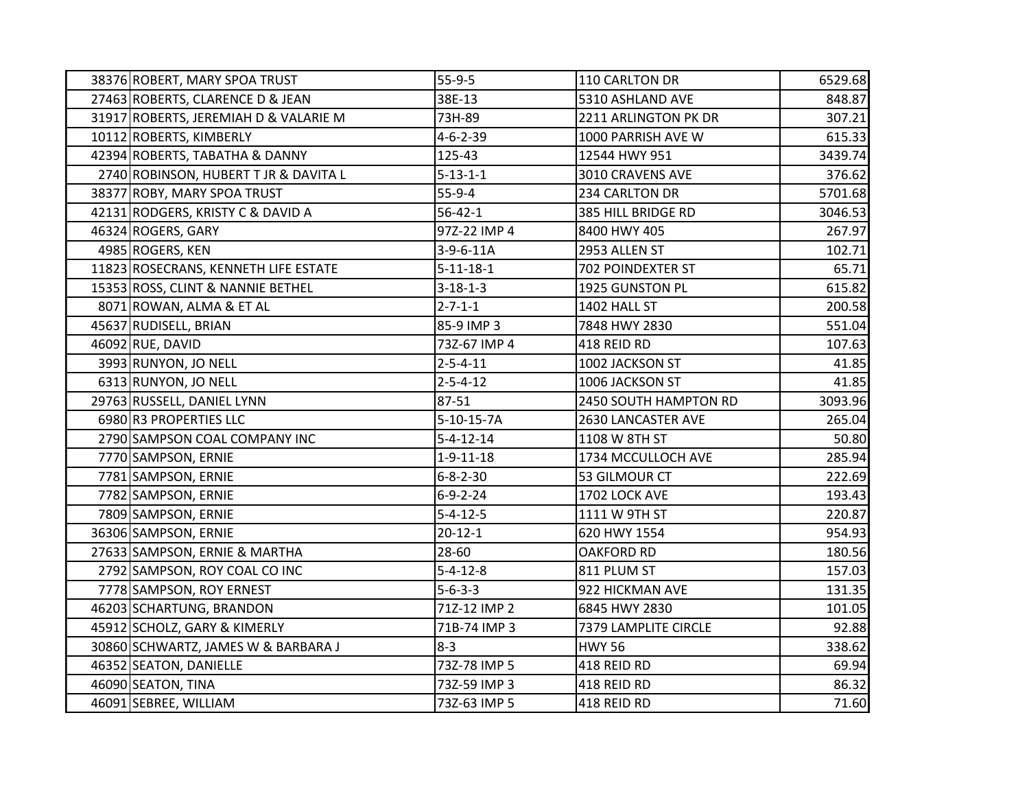| | | | | |
|---|---|---|---|---|
| 38376 | ROBERT, MARY SPOA TRUST | 55-9-5 | 110 CARLTON DR | 6529.68 |
| 27463 | ROBERTS, CLARENCE D & JEAN | 38E-13 | 5310 ASHLAND AVE | 848.87 |
| 31917 | ROBERTS, JEREMIAH D & VALARIE M | 73H-89 | 2211 ARLINGTON PK DR | 307.21 |
| 10112 | ROBERTS, KIMBERLY | 4-6-2-39 | 1000 PARRISH AVE W | 615.33 |
| 42394 | ROBERTS, TABATHA & DANNY | 125-43 | 12544 HWY 951 | 3439.74 |
| 2740 | ROBINSON, HUBERT T JR & DAVITA L | 5-13-1-1 | 3010 CRAVENS AVE | 376.62 |
| 38377 | ROBY, MARY SPOA TRUST | 55-9-4 | 234 CARLTON DR | 5701.68 |
| 42131 | RODGERS, KRISTY C & DAVID A | 56-42-1 | 385 HILL BRIDGE RD | 3046.53 |
| 46324 | ROGERS, GARY | 97Z-22 IMP 4 | 8400 HWY 405 | 267.97 |
| 4985 | ROGERS, KEN | 3-9-6-11A | 2953 ALLEN ST | 102.71 |
| 11823 | ROSECRANS, KENNETH LIFE ESTATE | 5-11-18-1 | 702 POINDEXTER ST | 65.71 |
| 15353 | ROSS, CLINT & NANNIE BETHEL | 3-18-1-3 | 1925 GUNSTON PL | 615.82 |
| 8071 | ROWAN, ALMA & ET AL | 2-7-1-1 | 1402 HALL ST | 200.58 |
| 45637 | RUDISELL, BRIAN | 85-9 IMP 3 | 7848 HWY 2830 | 551.04 |
| 46092 | RUE, DAVID | 73Z-67 IMP 4 | 418 REID RD | 107.63 |
| 3993 | RUNYON, JO NELL | 2-5-4-11 | 1002 JACKSON ST | 41.85 |
| 6313 | RUNYON, JO NELL | 2-5-4-12 | 1006 JACKSON ST | 41.85 |
| 29763 | RUSSELL, DANIEL LYNN | 87-51 | 2450 SOUTH HAMPTON RD | 3093.96 |
| 6980 | R3 PROPERTIES LLC | 5-10-15-7A | 2630 LANCASTER AVE | 265.04 |
| 2790 | SAMPSON COAL COMPANY INC | 5-4-12-14 | 1108 W 8TH ST | 50.80 |
| 7770 | SAMPSON, ERNIE | 1-9-11-18 | 1734 MCCULLOCH AVE | 285.94 |
| 7781 | SAMPSON, ERNIE | 6-8-2-30 | 53 GILMOUR CT | 222.69 |
| 7782 | SAMPSON, ERNIE | 6-9-2-24 | 1702 LOCK AVE | 193.43 |
| 7809 | SAMPSON, ERNIE | 5-4-12-5 | 1111 W 9TH ST | 220.87 |
| 36306 | SAMPSON, ERNIE | 20-12-1 | 620 HWY 1554 | 954.93 |
| 27633 | SAMPSON, ERNIE & MARTHA | 28-60 | OAKFORD RD | 180.56 |
| 2792 | SAMPSON, ROY COAL CO INC | 5-4-12-8 | 811 PLUM ST | 157.03 |
| 7778 | SAMPSON, ROY ERNEST | 5-6-3-3 | 922 HICKMAN AVE | 131.35 |
| 46203 | SCHARTUNG, BRANDON | 71Z-12 IMP 2 | 6845 HWY 2830 | 101.05 |
| 45912 | SCHOLZ, GARY & KIMERLY | 71B-74 IMP 3 | 7379 LAMPLITE CIRCLE | 92.88 |
| 30860 | SCHWARTZ, JAMES W & BARBARA J | 8-3 | HWY 56 | 338.62 |
| 46352 | SEATON, DANIELLE | 73Z-78 IMP 5 | 418 REID RD | 69.94 |
| 46090 | SEATON, TINA | 73Z-59 IMP 3 | 418 REID RD | 86.32 |
| 46091 | SEBREE, WILLIAM | 73Z-63 IMP 5 | 418 REID RD | 71.60 |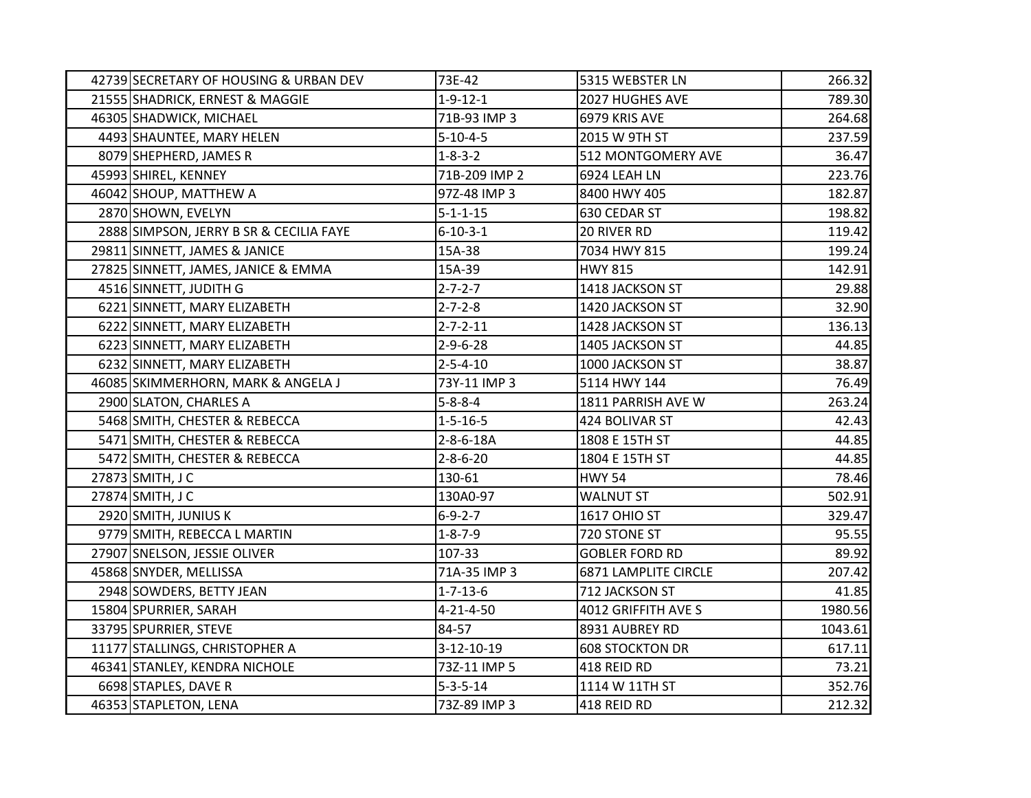| | | | | |
|---|---|---|---|---|
| 42739 | SECRETARY OF HOUSING & URBAN DEV | 73E-42 | 5315 WEBSTER LN | 266.32 |
| 21555 | SHADRICK, ERNEST & MAGGIE | 1-9-12-1 | 2027 HUGHES AVE | 789.30 |
| 46305 | SHADWICK, MICHAEL | 71B-93 IMP 3 | 6979 KRIS AVE | 264.68 |
| 4493 | SHAUNTEE, MARY HELEN | 5-10-4-5 | 2015 W 9TH ST | 237.59 |
| 8079 | SHEPHERD, JAMES R | 1-8-3-2 | 512 MONTGOMERY AVE | 36.47 |
| 45993 | SHIREL, KENNEY | 71B-209 IMP 2 | 6924 LEAH LN | 223.76 |
| 46042 | SHOUP, MATTHEW A | 97Z-48 IMP 3 | 8400 HWY 405 | 182.87 |
| 2870 | SHOWN, EVELYN | 5-1-1-15 | 630 CEDAR ST | 198.82 |
| 2888 | SIMPSON, JERRY B SR & CECILIA FAYE | 6-10-3-1 | 20 RIVER RD | 119.42 |
| 29811 | SINNETT, JAMES & JANICE | 15A-38 | 7034 HWY 815 | 199.24 |
| 27825 | SINNETT, JAMES, JANICE & EMMA | 15A-39 | HWY 815 | 142.91 |
| 4516 | SINNETT, JUDITH G | 2-7-2-7 | 1418 JACKSON ST | 29.88 |
| 6221 | SINNETT, MARY ELIZABETH | 2-7-2-8 | 1420 JACKSON ST | 32.90 |
| 6222 | SINNETT, MARY ELIZABETH | 2-7-2-11 | 1428 JACKSON ST | 136.13 |
| 6223 | SINNETT, MARY ELIZABETH | 2-9-6-28 | 1405 JACKSON ST | 44.85 |
| 6232 | SINNETT, MARY ELIZABETH | 2-5-4-10 | 1000 JACKSON ST | 38.87 |
| 46085 | SKIMMERHORN, MARK & ANGELA J | 73Y-11 IMP 3 | 5114 HWY 144 | 76.49 |
| 2900 | SLATON, CHARLES A | 5-8-8-4 | 1811 PARRISH AVE W | 263.24 |
| 5468 | SMITH, CHESTER & REBECCA | 1-5-16-5 | 424 BOLIVAR ST | 42.43 |
| 5471 | SMITH, CHESTER & REBECCA | 2-8-6-18A | 1808 E 15TH ST | 44.85 |
| 5472 | SMITH, CHESTER & REBECCA | 2-8-6-20 | 1804 E 15TH ST | 44.85 |
| 27873 | SMITH, J C | 130-61 | HWY 54 | 78.46 |
| 27874 | SMITH, J C | 130A0-97 | WALNUT ST | 502.91 |
| 2920 | SMITH, JUNIUS K | 6-9-2-7 | 1617 OHIO ST | 329.47 |
| 9779 | SMITH, REBECCA L MARTIN | 1-8-7-9 | 720 STONE ST | 95.55 |
| 27907 | SNELSON, JESSIE OLIVER | 107-33 | GOBLER FORD RD | 89.92 |
| 45868 | SNYDER, MELLISSA | 71A-35 IMP 3 | 6871 LAMPLITE CIRCLE | 207.42 |
| 2948 | SOWDERS, BETTY JEAN | 1-7-13-6 | 712 JACKSON ST | 41.85 |
| 15804 | SPURRIER, SARAH | 4-21-4-50 | 4012 GRIFFITH AVE S | 1980.56 |
| 33795 | SPURRIER, STEVE | 84-57 | 8931 AUBREY RD | 1043.61 |
| 11177 | STALLINGS, CHRISTOPHER A | 3-12-10-19 | 608 STOCKTON DR | 617.11 |
| 46341 | STANLEY, KENDRA NICHOLE | 73Z-11 IMP 5 | 418 REID RD | 73.21 |
| 6698 | STAPLES, DAVE R | 5-3-5-14 | 1114 W 11TH ST | 352.76 |
| 46353 | STAPLETON, LENA | 73Z-89 IMP 3 | 418 REID RD | 212.32 |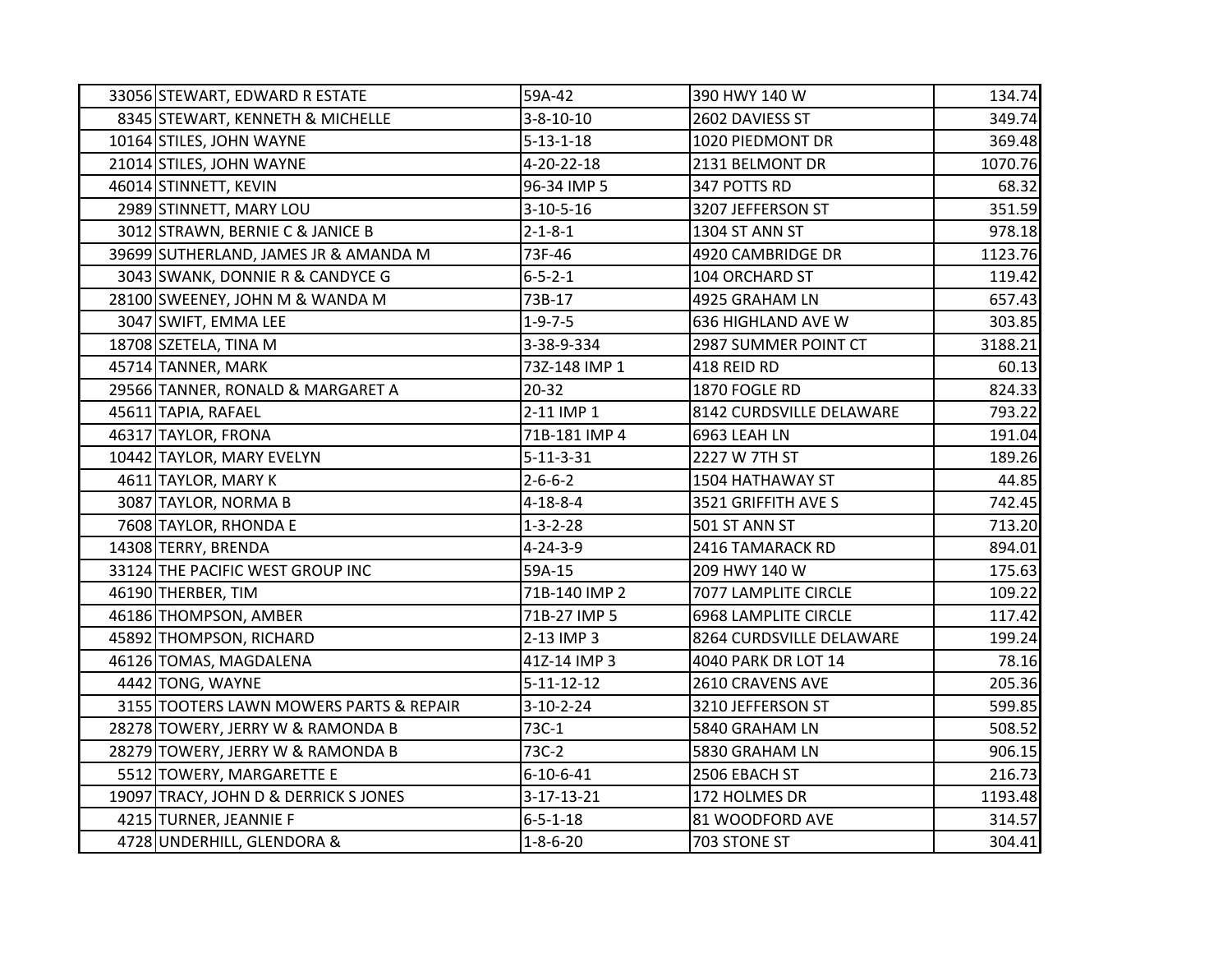| | | | | |
|---|---|---|---|---|
| 33056 | STEWART, EDWARD R ESTATE | 59A-42 | 390 HWY 140 W | 134.74 |
| 8345 | STEWART, KENNETH & MICHELLE | 3-8-10-10 | 2602 DAVIESS ST | 349.74 |
| 10164 | STILES, JOHN WAYNE | 5-13-1-18 | 1020 PIEDMONT DR | 369.48 |
| 21014 | STILES, JOHN WAYNE | 4-20-22-18 | 2131 BELMONT DR | 1070.76 |
| 46014 | STINNETT, KEVIN | 96-34 IMP 5 | 347 POTTS RD | 68.32 |
| 2989 | STINNETT, MARY LOU | 3-10-5-16 | 3207 JEFFERSON ST | 351.59 |
| 3012 | STRAWN, BERNIE C & JANICE B | 2-1-8-1 | 1304 ST ANN ST | 978.18 |
| 39699 | SUTHERLAND, JAMES JR & AMANDA M | 73F-46 | 4920 CAMBRIDGE DR | 1123.76 |
| 3043 | SWANK, DONNIE R & CANDYCE G | 6-5-2-1 | 104 ORCHARD ST | 119.42 |
| 28100 | SWEENEY, JOHN M & WANDA M | 73B-17 | 4925 GRAHAM LN | 657.43 |
| 3047 | SWIFT, EMMA LEE | 1-9-7-5 | 636 HIGHLAND AVE W | 303.85 |
| 18708 | SZETELA, TINA M | 3-38-9-334 | 2987 SUMMER POINT CT | 3188.21 |
| 45714 | TANNER, MARK | 73Z-148 IMP 1 | 418 REID RD | 60.13 |
| 29566 | TANNER, RONALD & MARGARET A | 20-32 | 1870 FOGLE RD | 824.33 |
| 45611 | TAPIA, RAFAEL | 2-11 IMP 1 | 8142 CURDSVILLE DELAWARE | 793.22 |
| 46317 | TAYLOR, FRONA | 71B-181 IMP 4 | 6963 LEAH LN | 191.04 |
| 10442 | TAYLOR, MARY EVELYN | 5-11-3-31 | 2227 W 7TH ST | 189.26 |
| 4611 | TAYLOR, MARY K | 2-6-6-2 | 1504 HATHAWAY ST | 44.85 |
| 3087 | TAYLOR, NORMA B | 4-18-8-4 | 3521 GRIFFITH AVE S | 742.45 |
| 7608 | TAYLOR, RHONDA E | 1-3-2-28 | 501 ST ANN ST | 713.20 |
| 14308 | TERRY, BRENDA | 4-24-3-9 | 2416 TAMARACK RD | 894.01 |
| 33124 | THE PACIFIC WEST GROUP INC | 59A-15 | 209 HWY 140 W | 175.63 |
| 46190 | THERBER, TIM | 71B-140 IMP 2 | 7077 LAMPLITE CIRCLE | 109.22 |
| 46186 | THOMPSON, AMBER | 71B-27 IMP 5 | 6968 LAMPLITE CIRCLE | 117.42 |
| 45892 | THOMPSON, RICHARD | 2-13 IMP 3 | 8264 CURDSVILLE DELAWARE | 199.24 |
| 46126 | TOMAS, MAGDALENA | 41Z-14 IMP 3 | 4040 PARK DR LOT 14 | 78.16 |
| 4442 | TONG, WAYNE | 5-11-12-12 | 2610 CRAVENS AVE | 205.36 |
| 3155 | TOOTERS LAWN MOWERS PARTS & REPAIR | 3-10-2-24 | 3210 JEFFERSON ST | 599.85 |
| 28278 | TOWERY, JERRY W & RAMONDA B | 73C-1 | 5840 GRAHAM LN | 508.52 |
| 28279 | TOWERY, JERRY W & RAMONDA B | 73C-2 | 5830 GRAHAM LN | 906.15 |
| 5512 | TOWERY, MARGARETTE E | 6-10-6-41 | 2506 EBACH ST | 216.73 |
| 19097 | TRACY, JOHN D & DERRICK S JONES | 3-17-13-21 | 172 HOLMES DR | 1193.48 |
| 4215 | TURNER, JEANNIE F | 6-5-1-18 | 81 WOODFORD AVE | 314.57 |
| 4728 | UNDERHILL, GLENDORA & | 1-8-6-20 | 703 STONE ST | 304.41 |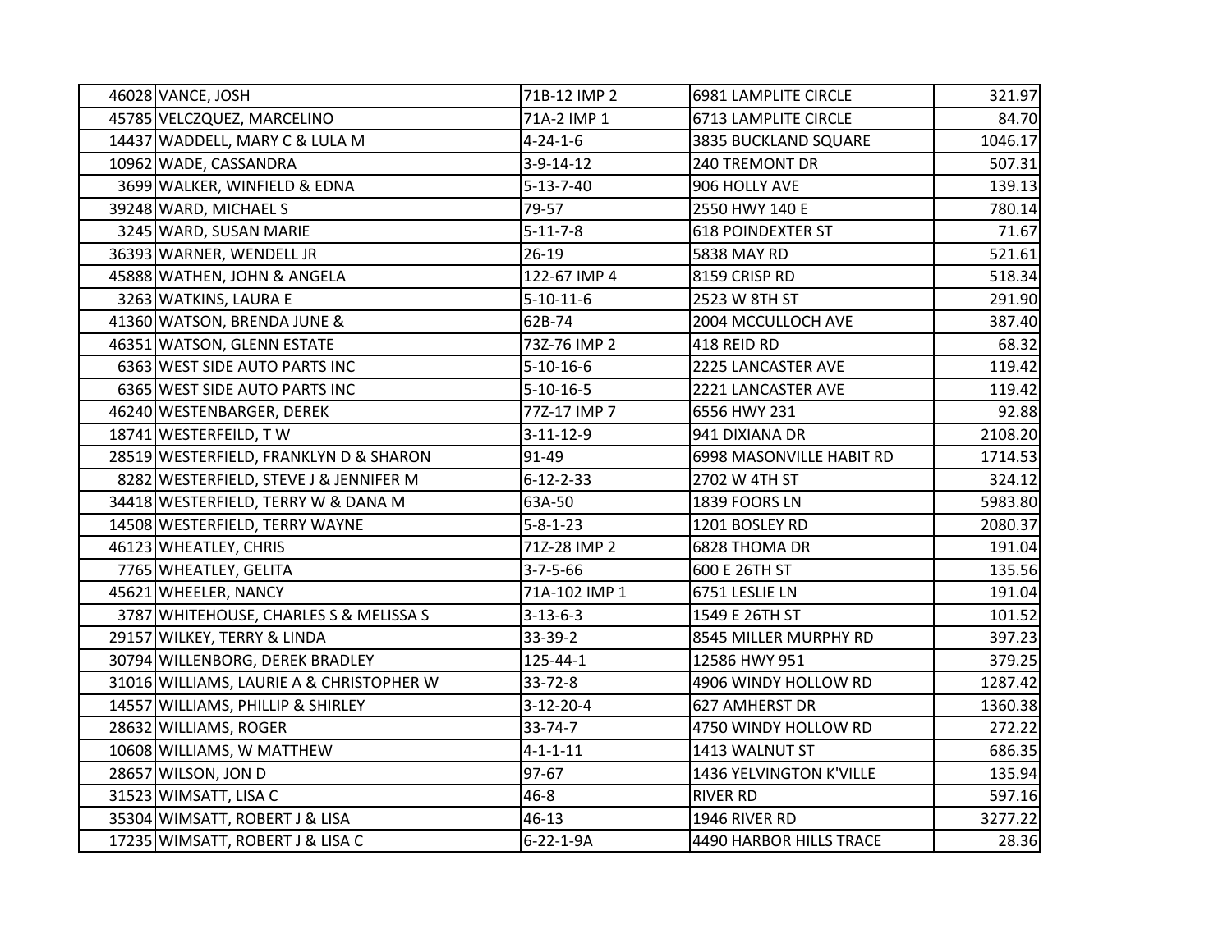| | | | | |
|---|---|---|---|---|
| 46028 | VANCE, JOSH | 71B-12 IMP 2 | 6981 LAMPLITE CIRCLE | 321.97 |
| 45785 | VELCZQUEZ, MARCELINO | 71A-2 IMP 1 | 6713 LAMPLITE CIRCLE | 84.70 |
| 14437 | WADDELL, MARY C & LULA M | 4-24-1-6 | 3835 BUCKLAND SQUARE | 1046.17 |
| 10962 | WADE, CASSANDRA | 3-9-14-12 | 240 TREMONT DR | 507.31 |
| 3699 | WALKER, WINFIELD & EDNA | 5-13-7-40 | 906 HOLLY AVE | 139.13 |
| 39248 | WARD, MICHAEL S | 79-57 | 2550 HWY 140 E | 780.14 |
| 3245 | WARD, SUSAN MARIE | 5-11-7-8 | 618 POINDEXTER ST | 71.67 |
| 36393 | WARNER, WENDELL JR | 26-19 | 5838 MAY RD | 521.61 |
| 45888 | WATHEN, JOHN & ANGELA | 122-67 IMP 4 | 8159 CRISP RD | 518.34 |
| 3263 | WATKINS, LAURA E | 5-10-11-6 | 2523 W 8TH ST | 291.90 |
| 41360 | WATSON, BRENDA JUNE & | 62B-74 | 2004 MCCULLOCH AVE | 387.40 |
| 46351 | WATSON, GLENN ESTATE | 73Z-76 IMP 2 | 418 REID RD | 68.32 |
| 6363 | WEST SIDE AUTO PARTS INC | 5-10-16-6 | 2225 LANCASTER AVE | 119.42 |
| 6365 | WEST SIDE AUTO PARTS INC | 5-10-16-5 | 2221 LANCASTER AVE | 119.42 |
| 46240 | WESTENBARGER, DEREK | 77Z-17 IMP 7 | 6556 HWY 231 | 92.88 |
| 18741 | WESTERFEILD, T W | 3-11-12-9 | 941 DIXIANA DR | 2108.20 |
| 28519 | WESTERFIELD, FRANKLYN D & SHARON | 91-49 | 6998 MASONVILLE HABIT RD | 1714.53 |
| 8282 | WESTERFIELD, STEVE J & JENNIFER M | 6-12-2-33 | 2702 W 4TH ST | 324.12 |
| 34418 | WESTERFIELD, TERRY W & DANA M | 63A-50 | 1839 FOORS LN | 5983.80 |
| 14508 | WESTERFIELD, TERRY WAYNE | 5-8-1-23 | 1201 BOSLEY RD | 2080.37 |
| 46123 | WHEATLEY, CHRIS | 71Z-28 IMP 2 | 6828 THOMA DR | 191.04 |
| 7765 | WHEATLEY, GELITA | 3-7-5-66 | 600 E 26TH ST | 135.56 |
| 45621 | WHEELER, NANCY | 71A-102 IMP 1 | 6751 LESLIE LN | 191.04 |
| 3787 | WHITEHOUSE, CHARLES S & MELISSA S | 3-13-6-3 | 1549 E 26TH ST | 101.52 |
| 29157 | WILKEY, TERRY & LINDA | 33-39-2 | 8545 MILLER MURPHY RD | 397.23 |
| 30794 | WILLENBORG, DEREK BRADLEY | 125-44-1 | 12586 HWY 951 | 379.25 |
| 31016 | WILLIAMS, LAURIE A & CHRISTOPHER W | 33-72-8 | 4906 WINDY HOLLOW RD | 1287.42 |
| 14557 | WILLIAMS, PHILLIP & SHIRLEY | 3-12-20-4 | 627 AMHERST DR | 1360.38 |
| 28632 | WILLIAMS, ROGER | 33-74-7 | 4750 WINDY HOLLOW RD | 272.22 |
| 10608 | WILLIAMS, W MATTHEW | 4-1-1-11 | 1413 WALNUT ST | 686.35 |
| 28657 | WILSON, JON D | 97-67 | 1436 YELVINGTON K'VILLE | 135.94 |
| 31523 | WIMSATT, LISA C | 46-8 | RIVER RD | 597.16 |
| 35304 | WIMSATT, ROBERT J & LISA | 46-13 | 1946 RIVER RD | 3277.22 |
| 17235 | WIMSATT, ROBERT J & LISA C | 6-22-1-9A | 4490 HARBOR HILLS TRACE | 28.36 |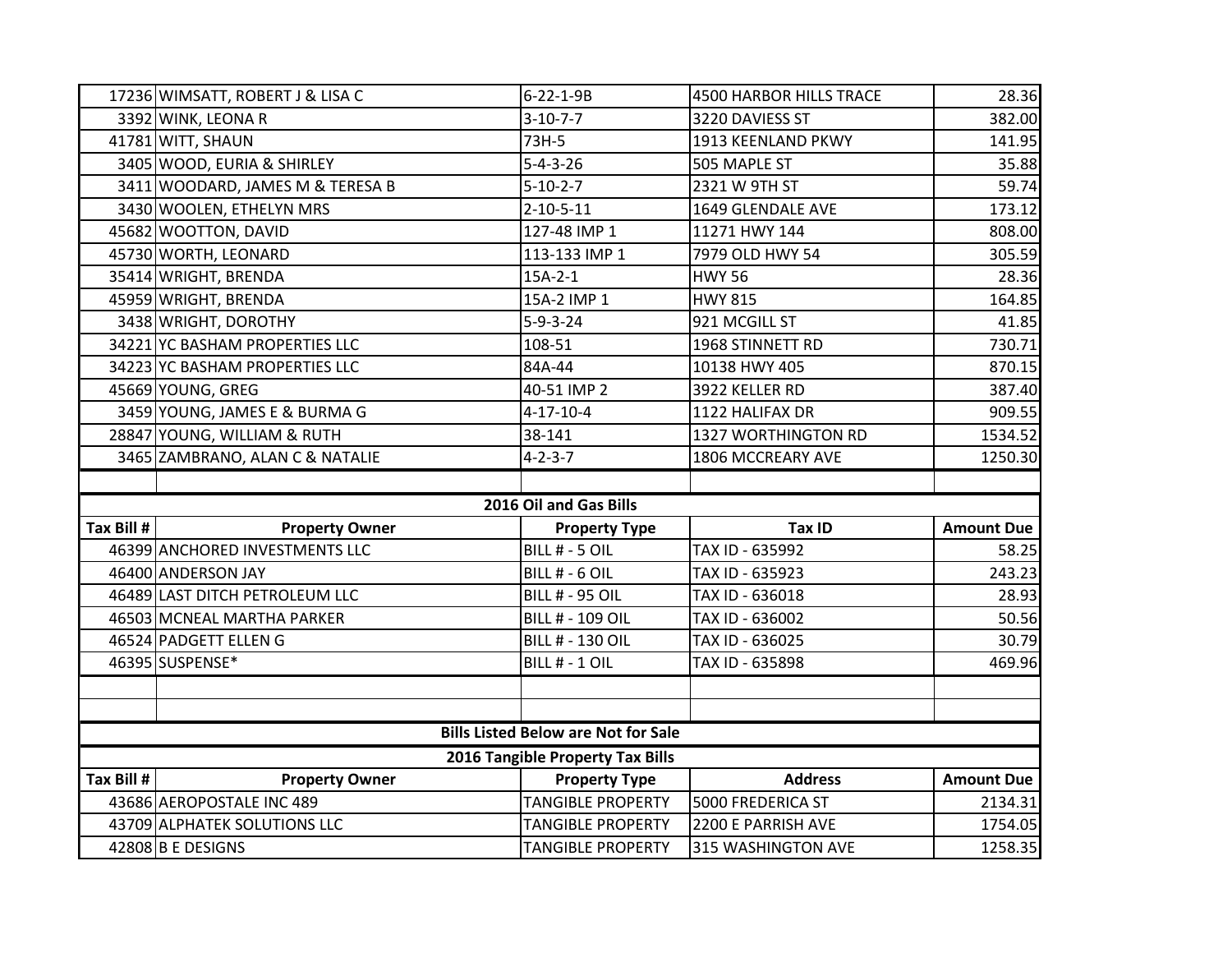| | | | | |
|---|---|---|---|---|
| 17236 | WIMSATT, ROBERT J & LISA C | 6-22-1-9B | 4500 HARBOR HILLS TRACE | 28.36 |
| 3392 | WINK, LEONA R | 3-10-7-7 | 3220 DAVIESS ST | 382.00 |
| 41781 | WITT, SHAUN | 73H-5 | 1913 KEENLAND PKWY | 141.95 |
| 3405 | WOOD, EURIA & SHIRLEY | 5-4-3-26 | 505 MAPLE ST | 35.88 |
| 3411 | WOODARD, JAMES M & TERESA B | 5-10-2-7 | 2321 W 9TH ST | 59.74 |
| 3430 | WOOLEN, ETHELYN MRS | 2-10-5-11 | 1649 GLENDALE AVE | 173.12 |
| 45682 | WOOTTON, DAVID | 127-48 IMP 1 | 11271 HWY 144 | 808.00 |
| 45730 | WORTH, LEONARD | 113-133 IMP 1 | 7979 OLD HWY 54 | 305.59 |
| 35414 | WRIGHT, BRENDA | 15A-2-1 | HWY 56 | 28.36 |
| 45959 | WRIGHT, BRENDA | 15A-2 IMP 1 | HWY 815 | 164.85 |
| 3438 | WRIGHT, DOROTHY | 5-9-3-24 | 921 MCGILL ST | 41.85 |
| 34221 | YC BASHAM PROPERTIES LLC | 108-51 | 1968 STINNETT RD | 730.71 |
| 34223 | YC BASHAM PROPERTIES LLC | 84A-44 | 10138 HWY 405 | 870.15 |
| 45669 | YOUNG, GREG | 40-51 IMP 2 | 3922 KELLER RD | 387.40 |
| 3459 | YOUNG, JAMES E & BURMA G | 4-17-10-4 | 1122 HALIFAX DR | 909.55 |
| 28847 | YOUNG, WILLIAM & RUTH | 38-141 | 1327 WORTHINGTON RD | 1534.52 |
| 3465 | ZAMBRANO, ALAN C & NATALIE | 4-2-3-7 | 1806 MCCREARY AVE | 1250.30 |

**2016 Oil and Gas Bills**

| Tax Bill # | Property Owner | Property Type | Tax ID | Amount Due |
|---|---|---|---|---|
| 46399 | ANCHORED INVESTMENTS LLC | BILL # - 5 OIL | TAX ID - 635992 | 58.25 |
| 46400 | ANDERSON JAY | BILL # - 6 OIL | TAX ID - 635923 | 243.23 |
| 46489 | LAST DITCH PETROLEUM LLC | BILL # - 95 OIL | TAX ID - 636018 | 28.93 |
| 46503 | MCNEAL MARTHA PARKER | BILL # - 109 OIL | TAX ID - 636002 | 50.56 |
| 46524 | PADGETT ELLEN G | BILL # - 130 OIL | TAX ID - 636025 | 30.79 |
| 46395 | SUSPENSE* | BILL # - 1 OIL | TAX ID - 635898 | 469.96 |

**Bills Listed Below are Not for Sale**

**2016 Tangible Property Tax Bills**

| Tax Bill # | Property Owner | Property Type | Address | Amount Due |
|---|---|---|---|---|
| 43686 | AEROPOSTALE INC 489 | TANGIBLE PROPERTY | 5000 FREDERICA ST | 2134.31 |
| 43709 | ALPHATEK SOLUTIONS LLC | TANGIBLE PROPERTY | 2200 E PARRISH AVE | 1754.05 |
| 42808 | B E DESIGNS | TANGIBLE PROPERTY | 315 WASHINGTON AVE | 1258.35 |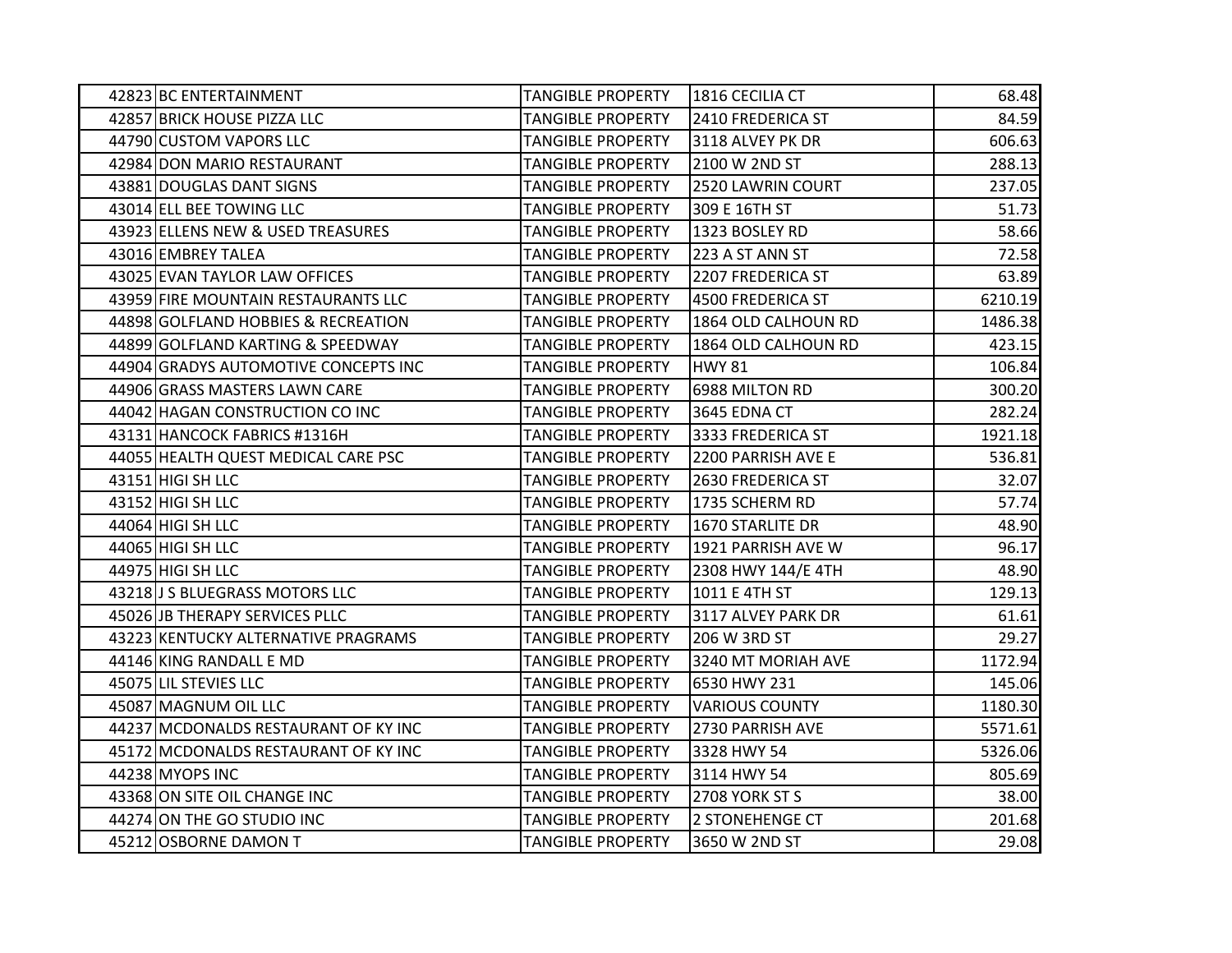| | | | | |
|---|---|---|---|---|
| 42823 | BC ENTERTAINMENT | TANGIBLE PROPERTY | 1816 CECILIA CT | 68.48 |
| 42857 | BRICK HOUSE PIZZA LLC | TANGIBLE PROPERTY | 2410 FREDERICA ST | 84.59 |
| 44790 | CUSTOM VAPORS LLC | TANGIBLE PROPERTY | 3118 ALVEY PK DR | 606.63 |
| 42984 | DON MARIO RESTAURANT | TANGIBLE PROPERTY | 2100 W 2ND ST | 288.13 |
| 43881 | DOUGLAS DANT SIGNS | TANGIBLE PROPERTY | 2520 LAWRIN COURT | 237.05 |
| 43014 | ELL BEE TOWING LLC | TANGIBLE PROPERTY | 309 E 16TH ST | 51.73 |
| 43923 | ELLENS NEW & USED TREASURES | TANGIBLE PROPERTY | 1323 BOSLEY RD | 58.66 |
| 43016 | EMBREY TALEA | TANGIBLE PROPERTY | 223 A ST ANN ST | 72.58 |
| 43025 | EVAN TAYLOR LAW OFFICES | TANGIBLE PROPERTY | 2207 FREDERICA ST | 63.89 |
| 43959 | FIRE MOUNTAIN RESTAURANTS LLC | TANGIBLE PROPERTY | 4500 FREDERICA ST | 6210.19 |
| 44898 | GOLFLAND HOBBIES & RECREATION | TANGIBLE PROPERTY | 1864 OLD CALHOUN RD | 1486.38 |
| 44899 | GOLFLAND KARTING & SPEEDWAY | TANGIBLE PROPERTY | 1864 OLD CALHOUN RD | 423.15 |
| 44904 | GRADYS AUTOMOTIVE CONCEPTS INC | TANGIBLE PROPERTY | HWY 81 | 106.84 |
| 44906 | GRASS MASTERS LAWN CARE | TANGIBLE PROPERTY | 6988 MILTON RD | 300.20 |
| 44042 | HAGAN CONSTRUCTION CO INC | TANGIBLE PROPERTY | 3645 EDNA CT | 282.24 |
| 43131 | HANCOCK FABRICS #1316H | TANGIBLE PROPERTY | 3333 FREDERICA ST | 1921.18 |
| 44055 | HEALTH QUEST MEDICAL CARE PSC | TANGIBLE PROPERTY | 2200 PARRISH AVE E | 536.81 |
| 43151 | HIGI SH LLC | TANGIBLE PROPERTY | 2630 FREDERICA ST | 32.07 |
| 43152 | HIGI SH LLC | TANGIBLE PROPERTY | 1735 SCHERM RD | 57.74 |
| 44064 | HIGI SH LLC | TANGIBLE PROPERTY | 1670 STARLITE DR | 48.90 |
| 44065 | HIGI SH LLC | TANGIBLE PROPERTY | 1921 PARRISH AVE W | 96.17 |
| 44975 | HIGI SH LLC | TANGIBLE PROPERTY | 2308 HWY 144/E 4TH | 48.90 |
| 43218 | J S BLUEGRASS MOTORS LLC | TANGIBLE PROPERTY | 1011 E 4TH ST | 129.13 |
| 45026 | JB THERAPY SERVICES PLLC | TANGIBLE PROPERTY | 3117 ALVEY PARK DR | 61.61 |
| 43223 | KENTUCKY ALTERNATIVE PRAGRAMS | TANGIBLE PROPERTY | 206 W 3RD ST | 29.27 |
| 44146 | KING RANDALL E MD | TANGIBLE PROPERTY | 3240 MT MORIAH AVE | 1172.94 |
| 45075 | LIL STEVIES LLC | TANGIBLE PROPERTY | 6530 HWY 231 | 145.06 |
| 45087 | MAGNUM OIL LLC | TANGIBLE PROPERTY | VARIOUS COUNTY | 1180.30 |
| 44237 | MCDONALDS RESTAURANT OF KY INC | TANGIBLE PROPERTY | 2730 PARRISH AVE | 5571.61 |
| 45172 | MCDONALDS RESTAURANT OF KY INC | TANGIBLE PROPERTY | 3328 HWY 54 | 5326.06 |
| 44238 | MYOPS INC | TANGIBLE PROPERTY | 3114 HWY 54 | 805.69 |
| 43368 | ON SITE OIL CHANGE INC | TANGIBLE PROPERTY | 2708 YORK ST S | 38.00 |
| 44274 | ON THE GO STUDIO INC | TANGIBLE PROPERTY | 2 STONEHENGE CT | 201.68 |
| 45212 | OSBORNE DAMON T | TANGIBLE PROPERTY | 3650 W 2ND ST | 29.08 |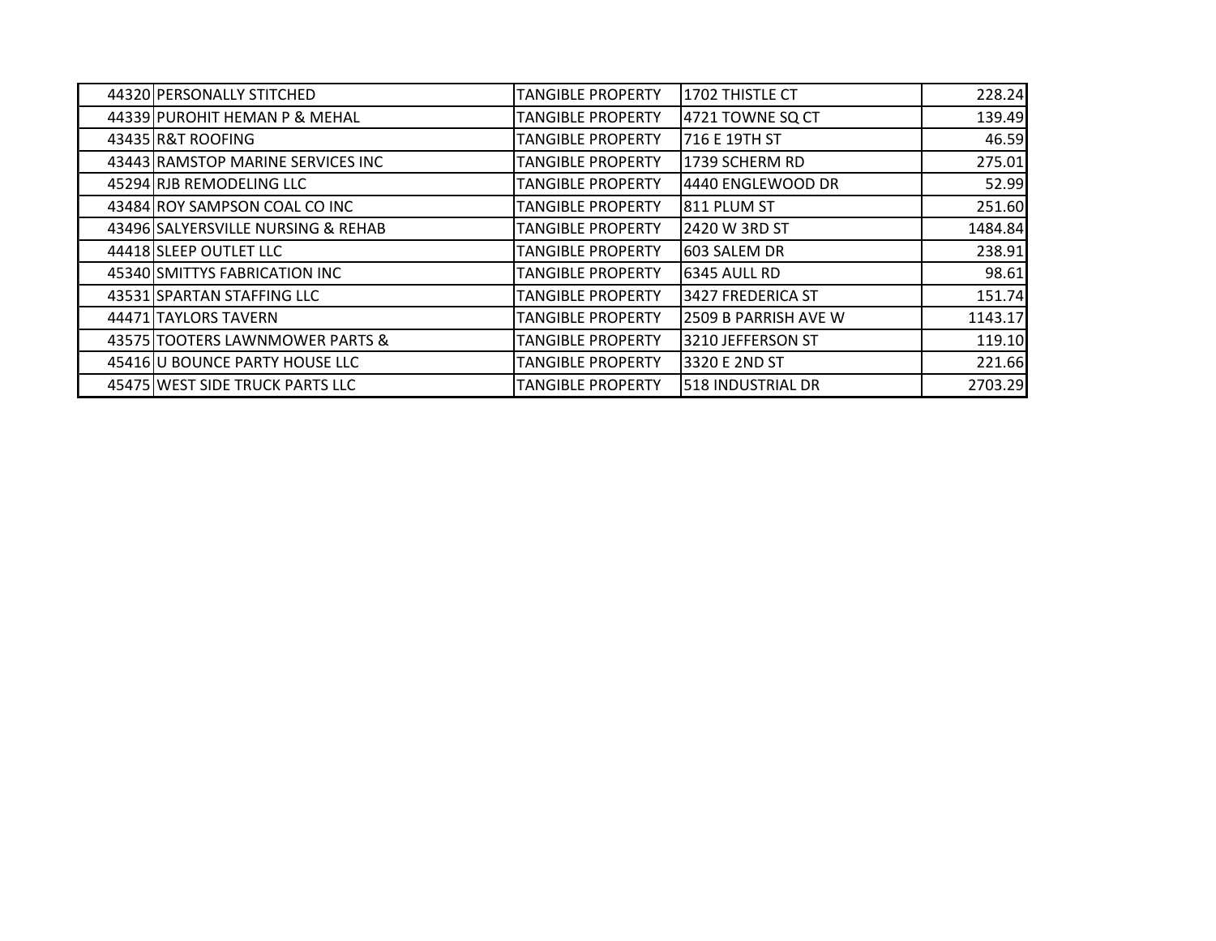| | | | | |
|---|---|---|---|---|
| 44320 | PERSONALLY STITCHED | TANGIBLE PROPERTY | 1702 THISTLE CT | 228.24 |
| 44339 | PUROHIT HEMAN P & MEHAL | TANGIBLE PROPERTY | 4721 TOWNE SQ CT | 139.49 |
| 43435 | R&T ROOFING | TANGIBLE PROPERTY | 716 E 19TH ST | 46.59 |
| 43443 | RAMSTOP MARINE SERVICES INC | TANGIBLE PROPERTY | 1739 SCHERM RD | 275.01 |
| 45294 | RJB REMODELING LLC | TANGIBLE PROPERTY | 4440 ENGLEWOOD DR | 52.99 |
| 43484 | ROY SAMPSON COAL CO INC | TANGIBLE PROPERTY | 811 PLUM ST | 251.60 |
| 43496 | SALYERSVILLE NURSING & REHAB | TANGIBLE PROPERTY | 2420 W 3RD ST | 1484.84 |
| 44418 | SLEEP OUTLET LLC | TANGIBLE PROPERTY | 603 SALEM DR | 238.91 |
| 45340 | SMITTYS FABRICATION INC | TANGIBLE PROPERTY | 6345 AULL RD | 98.61 |
| 43531 | SPARTAN STAFFING LLC | TANGIBLE PROPERTY | 3427 FREDERICA ST | 151.74 |
| 44471 | TAYLORS TAVERN | TANGIBLE PROPERTY | 2509 B PARRISH AVE W | 1143.17 |
| 43575 | TOOTERS LAWNMOWER PARTS & | TANGIBLE PROPERTY | 3210 JEFFERSON ST | 119.10 |
| 45416 | U BOUNCE PARTY HOUSE LLC | TANGIBLE PROPERTY | 3320 E 2ND ST | 221.66 |
| 45475 | WEST SIDE TRUCK PARTS LLC | TANGIBLE PROPERTY | 518 INDUSTRIAL DR | 2703.29 |